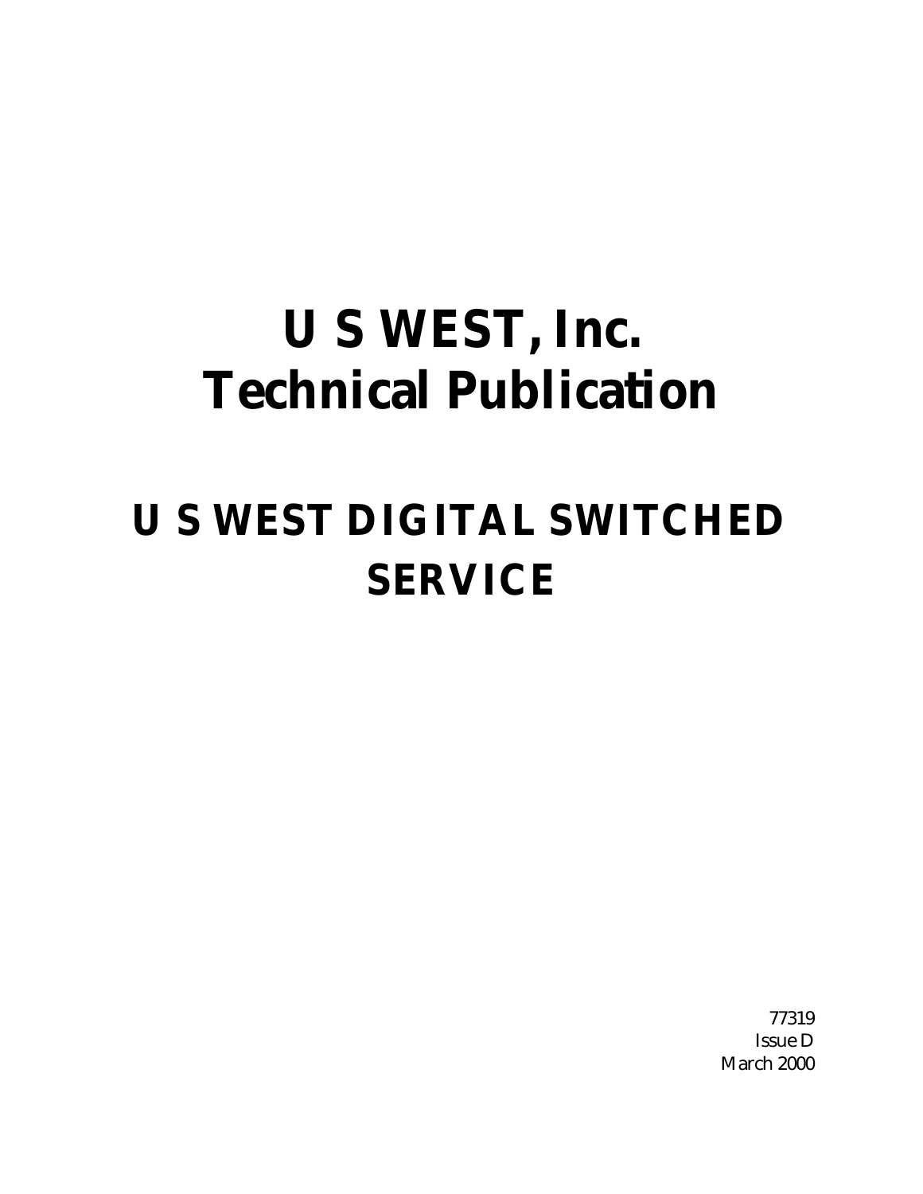# U S WEST, Inc.
# Technical Publication

## U S WEST DIGITAL SWITCHED SERVICE

77319
Issue D
March 2000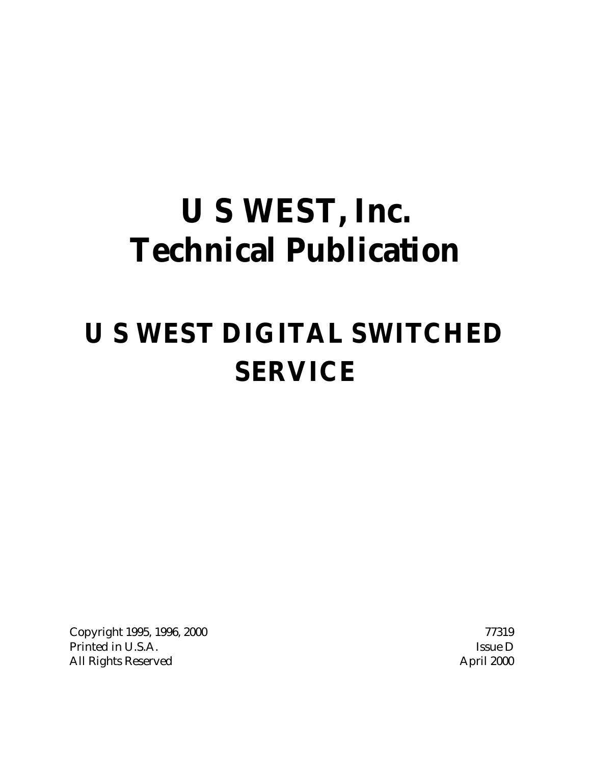# U S WEST, Inc. Technical Publication

# U S WEST DIGITAL SWITCHED SERVICE

Copyright 1995, 1996, 2000
Printed in U.S.A.
All Rights Reserved

77319
Issue D
April 2000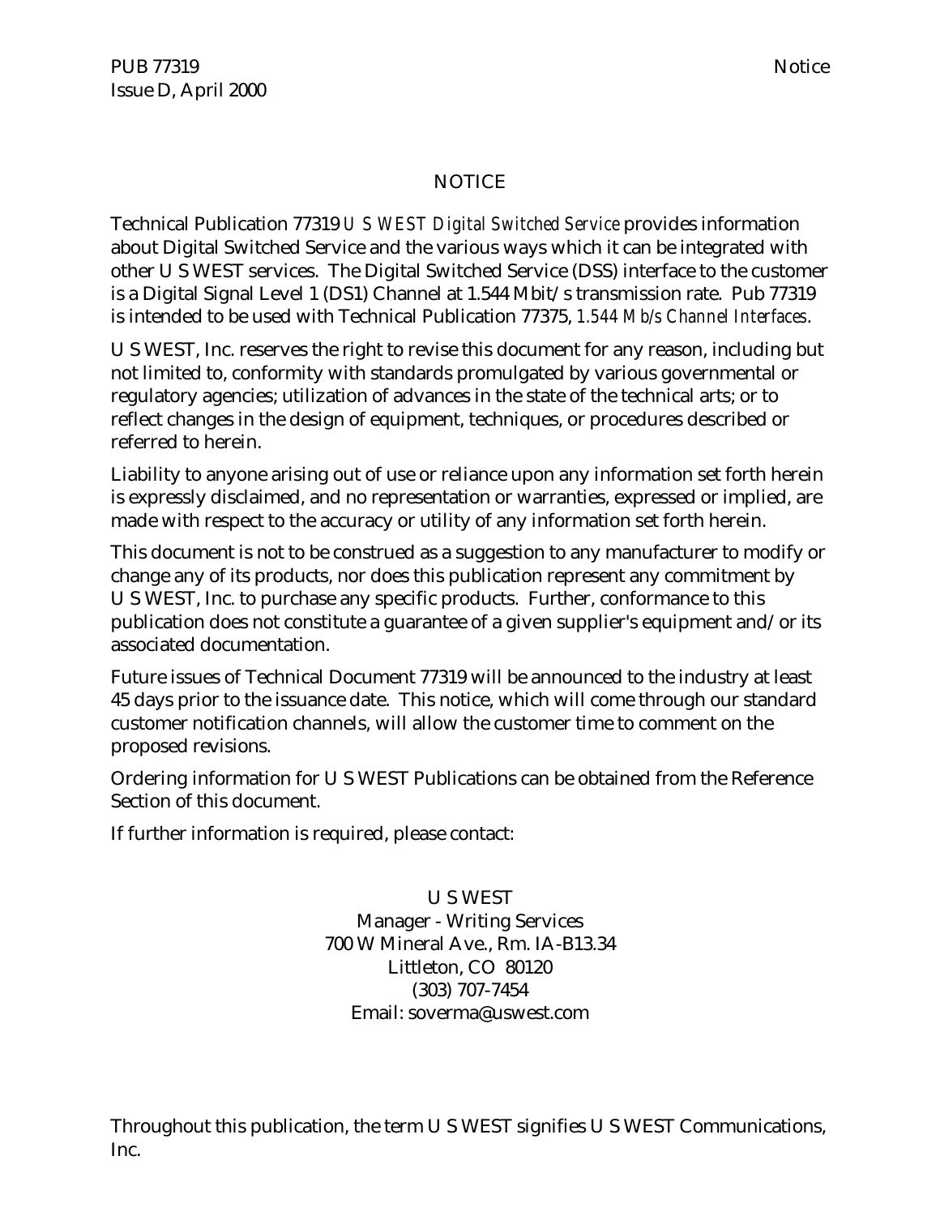# NOTICE

Technical Publication 77319 *U S WEST Digital Switched Service* provides information about Digital Switched Service and the various ways which it can be integrated with other U S WEST services. The Digital Switched Service (DSS) interface to the customer is a Digital Signal Level 1 (DS1) Channel at 1.544 Mbit/s transmission rate. Pub 77319 is intended to be used with Technical Publication 77375, *1.544 Mb/s Channel Interfaces*.

U S WEST, Inc. reserves the right to revise this document for any reason, including but not limited to, conformity with standards promulgated by various governmental or regulatory agencies; utilization of advances in the state of the technical arts; or to reflect changes in the design of equipment, techniques, or procedures described or referred to herein.

Liability to anyone arising out of use or reliance upon any information set forth herein is expressly disclaimed, and no representation or warranties, expressed or implied, are made with respect to the accuracy or utility of any information set forth herein.

This document is not to be construed as a suggestion to any manufacturer to modify or change any of its products, nor does this publication represent any commitment by U S WEST, Inc. to purchase any specific products. Further, conformance to this publication does not constitute a guarantee of a given supplier's equipment and/or its associated documentation.

Future issues of Technical Document 77319 will be announced to the industry at least 45 days prior to the issuance date. This notice, which will come through our standard customer notification channels, will allow the customer time to comment on the proposed revisions.

Ordering information for U S WEST Publications can be obtained from the Reference Section of this document.

If further information is required, please contact:

U S WEST
Manager - Writing Services
700 W Mineral Ave., Rm. IA-B13.34
Littleton, CO 80120
(303) 707-7454
Email: soverma@uswest.com

Throughout this publication, the term U S WEST signifies U S WEST Communications, Inc.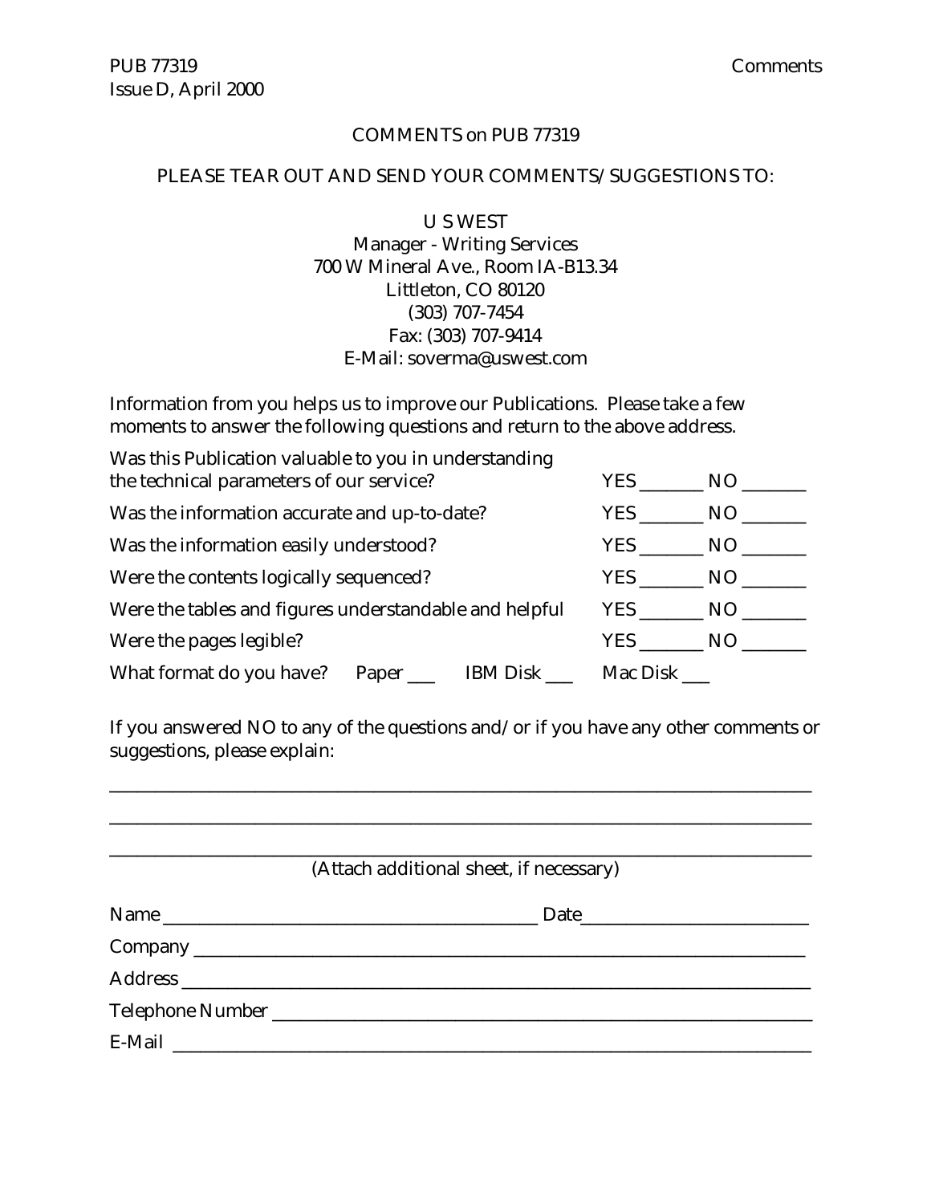## COMMENTS on PUB 77319

PLEASE TEAR OUT AND SEND YOUR COMMENTS/SUGGESTIONS TO:

U S WEST
Manager - Writing Services
700 W Mineral Ave., Room IA-B13.34
Littleton, CO 80120
(303) 707-7454
Fax: (303) 707-9414
E-Mail: soverma@uswest.com

Information from you helps us to improve our Publications. Please take a few moments to answer the following questions and return to the above address.

| | | |
|---|---|---|
| Was this Publication valuable to you in understanding the technical parameters of our service? | YES _______ | NO _______ |
| Was the information accurate and up-to-date? | YES _______ | NO _______ |
| Was the information easily understood? | YES _______ | NO _______ |
| Were the contents logically sequenced? | YES _______ | NO _______ |
| Were the tables and figures understandable and helpful | YES _______ | NO _______ |
| Were the pages legible? | YES _______ | NO _______ |

What format do you have? Paper ___ IBM Disk ___ Mac Disk ___

If you answered NO to any of the questions and/or if you have any other comments or suggestions, please explain:

_____________________________________________________________________________

_____________________________________________________________________________

_____________________________________________________________________________

(Attach additional sheet, if necessary)

Name ________________________________________ Date_________________________

Company _____________________________________________________________________

Address _____________________________________________________________________

Telephone Number _____________________________________________________________

E-Mail ______________________________________________________________________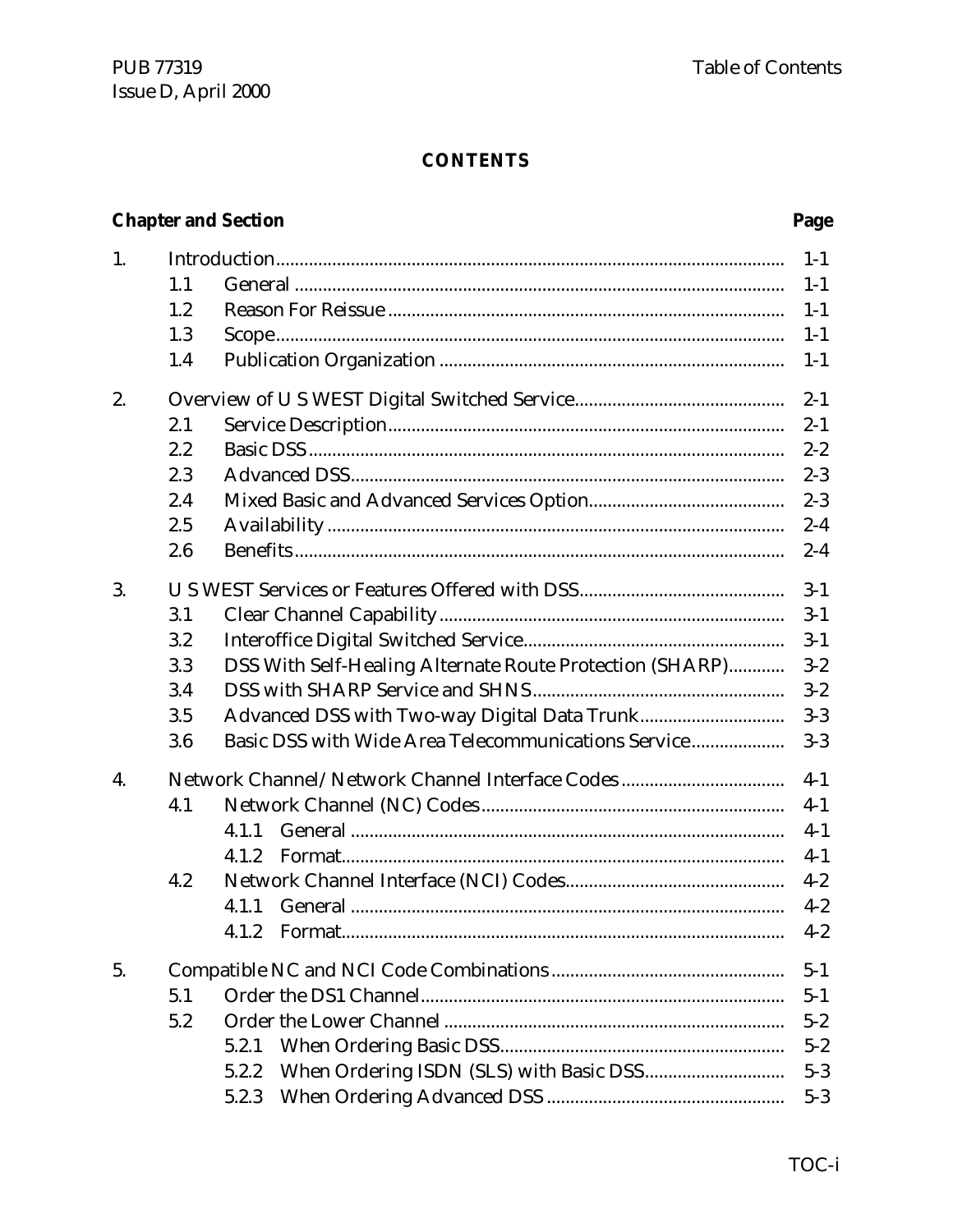# CONTENTS

| Chapter and Section | | | Page |
|---|---|---|---|
| 1. | Introduction | | 1-1 |
| | 1.1 | General | 1-1 |
| | 1.2 | Reason For Reissue | 1-1 |
| | 1.3 | Scope | 1-1 |
| | 1.4 | Publication Organization | 1-1 |
| 2. | Overview of U S WEST Digital Switched Service | | 2-1 |
| | 2.1 | Service Description | 2-1 |
| | 2.2 | Basic DSS | 2-2 |
| | 2.3 | Advanced DSS | 2-3 |
| | 2.4 | Mixed Basic and Advanced Services Option | 2-3 |
| | 2.5 | Availability | 2-4 |
| | 2.6 | Benefits | 2-4 |
| 3. | U S WEST Services or Features Offered with DSS | | 3-1 |
| | 3.1 | Clear Channel Capability | 3-1 |
| | 3.2 | Interoffice Digital Switched Service | 3-1 |
| | 3.3 | DSS With Self-Healing Alternate Route Protection (SHARP) | 3-2 |
| | 3.4 | DSS with SHARP Service and SHNS | 3-2 |
| | 3.5 | Advanced DSS with Two-way Digital Data Trunk | 3-3 |
| | 3.6 | Basic DSS with Wide Area Telecommunications Service | 3-3 |
| 4. | Network Channel/Network Channel Interface Codes | | 4-1 |
| | 4.1 | Network Channel (NC) Codes | 4-1 |
| | | 4.1.1 General | 4-1 |
| | | 4.1.2 Format | 4-1 |
| | 4.2 | Network Channel Interface (NCI) Codes | 4-2 |
| | | 4.1.1 General | 4-2 |
| | | 4.1.2 Format | 4-2 |
| 5. | Compatible NC and NCI Code Combinations | | 5-1 |
| | 5.1 | Order the DS1 Channel | 5-1 |
| | 5.2 | Order the Lower Channel | 5-2 |
| | | 5.2.1 When Ordering Basic DSS | 5-2 |
| | | 5.2.2 When Ordering ISDN (SLS) with Basic DSS | 5-3 |
| | | 5.2.3 When Ordering Advanced DSS | 5-3 |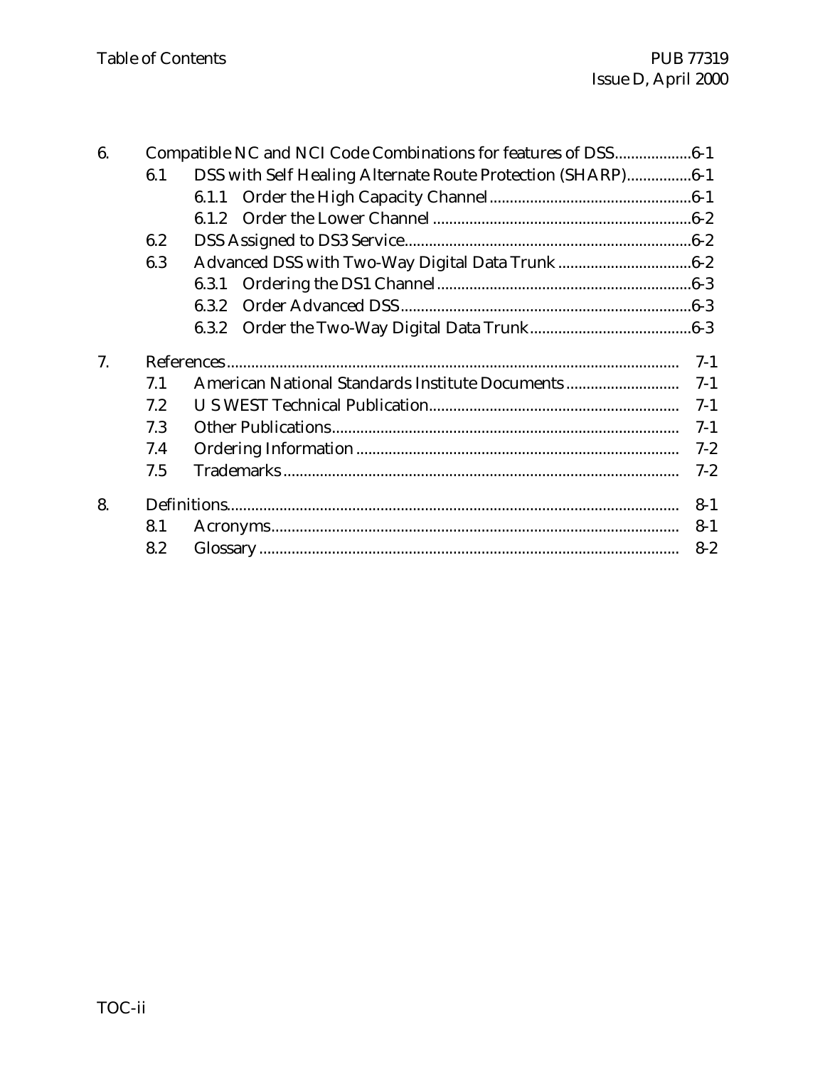6. Compatible NC and NCI Code Combinations for features of DSS ...................6-1
   - 6.1 DSS with Self Healing Alternate Route Protection (SHARP)................6-1
     - 6.1.1 Order the High Capacity Channel .................................................6-1
     - 6.1.2 Order the Lower Channel ..............................................................6-2
   - 6.2 DSS Assigned to DS3 Service......................................................................6-2
   - 6.3 Advanced DSS with Two-Way Digital Data Trunk .................................6-2
     - 6.3.1 Ordering the DS1 Channel ..............................................................6-3
     - 6.3.2 Order Advanced DSS.......................................................................6-3
     - 6.3.2 Order the Two-Way Digital Data Trunk........................................6-3

7. References.............................................................................................................. 7-1
   - 7.1 American National Standards Institute Documents ........................... 7-1
   - 7.2 U S WEST Technical Publication............................................................. 7-1
   - 7.3 Other Publications..................................................................................... 7-1
   - 7.4 Ordering Information ............................................................................... 7-2
   - 7.5 Trademarks ................................................................................................. 7-2

8. Definitions.............................................................................................................. 8-1
   - 8.1 Acronyms.................................................................................................... 8-1
   - 8.2 Glossary ....................................................................................................... 8-2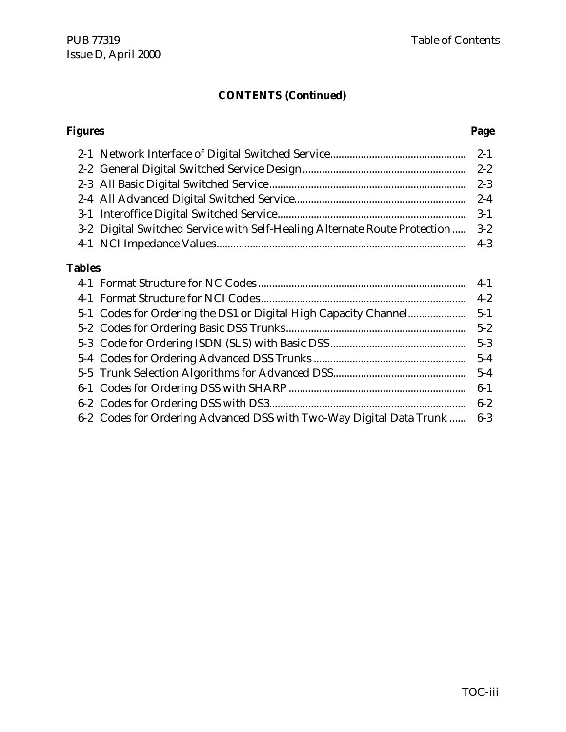## CONTENTS (Continued)

| Figures | Page |
|---|---|
| 2-1 Network Interface of Digital Switched Service | 2-1 |
| 2-2 General Digital Switched Service Design | 2-2 |
| 2-3 All Basic Digital Switched Service | 2-3 |
| 2-4 All Advanced Digital Switched Service | 2-4 |
| 3-1 Interoffice Digital Switched Service | 3-1 |
| 3-2 Digital Switched Service with Self-Healing Alternate Route Protection | 3-2 |
| 4-1 NCI Impedance Values | 4-3 |

| Tables | |
|---|---|
| 4-1 Format Structure for NC Codes | 4-1 |
| 4-1 Format Structure for NCI Codes | 4-2 |
| 5-1 Codes for Ordering the DS1 or Digital High Capacity Channel | 5-1 |
| 5-2 Codes for Ordering Basic DSS Trunks | 5-2 |
| 5-3 Code for Ordering ISDN (SLS) with Basic DSS | 5-3 |
| 5-4 Codes for Ordering Advanced DSS Trunks | 5-4 |
| 5-5 Trunk Selection Algorithms for Advanced DSS | 5-4 |
| 6-1 Codes for Ordering DSS with SHARP | 6-1 |
| 6-2 Codes for Ordering DSS with DS3 | 6-2 |
| 6-2 Codes for Ordering Advanced DSS with Two-Way Digital Data Trunk | 6-3 |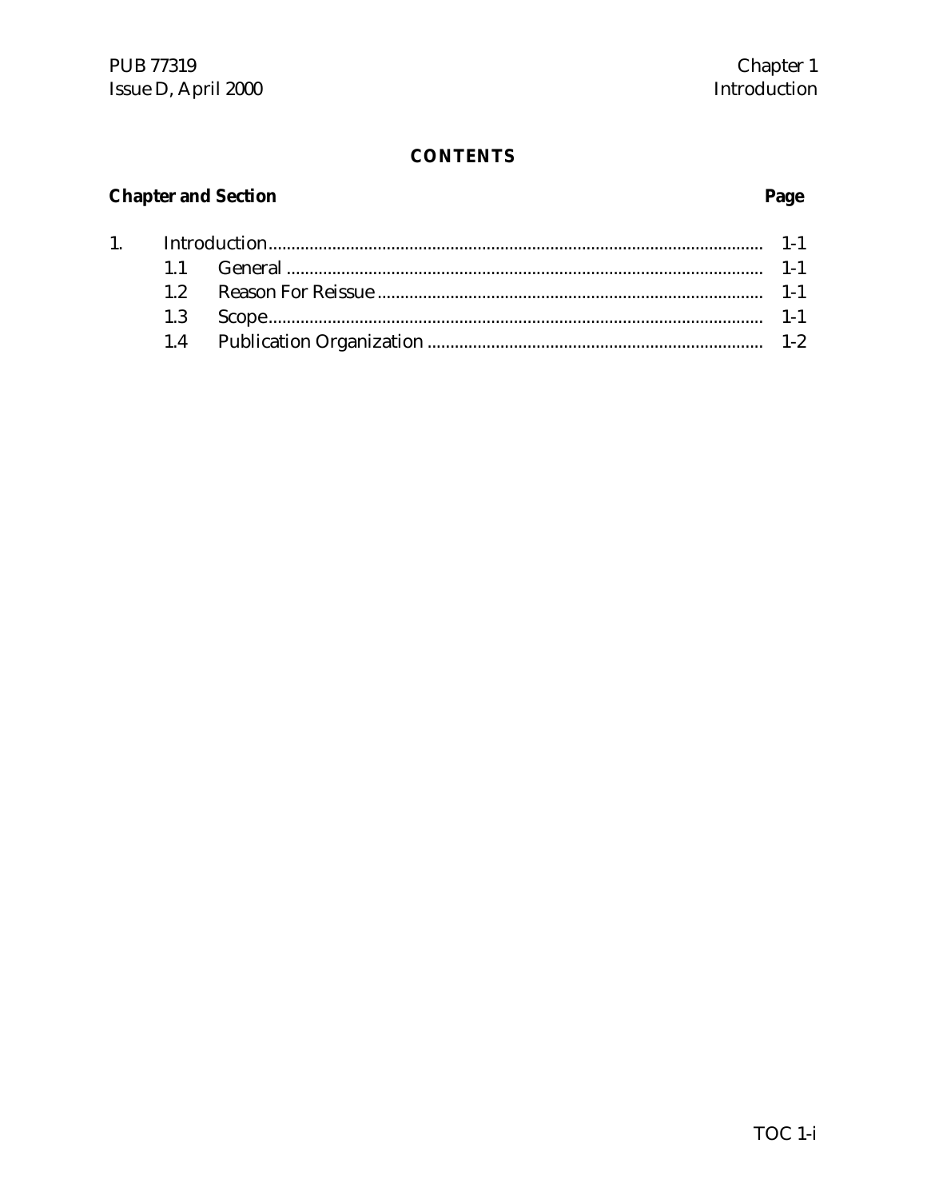## CONTENTS

| Chapter and Section | | Page |
|---|---|---|
| 1. | Introduction | 1-1 |
| | 1.1 General | 1-1 |
| | 1.2 Reason For Reissue | 1-1 |
| | 1.3 Scope | 1-1 |
| | 1.4 Publication Organization | 1-2 |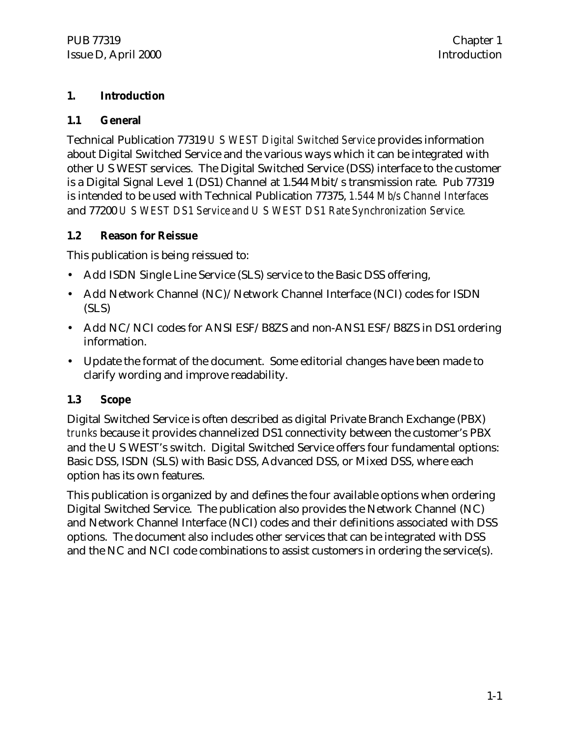# 1. Introduction

## 1.1 General

Technical Publication 77319 *U S WEST Digital Switched Service* provides information about Digital Switched Service and the various ways which it can be integrated with other U S WEST services. The Digital Switched Service (DSS) interface to the customer is a Digital Signal Level 1 (DS1) Channel at 1.544 Mbit/s transmission rate. Pub 77319 is intended to be used with Technical Publication 77375, *1.544 Mb/s Channel Interfaces* and 77200 *U S WEST DS1 Service and U S WEST DS1 Rate Synchronization Service.*

## 1.2 Reason for Reissue

This publication is being reissued to:

- Add ISDN Single Line Service (SLS) service to the Basic DSS offering,
- Add Network Channel (NC)/Network Channel Interface (NCI) codes for ISDN (SLS)
- Add NC/NCI codes for ANSI ESF/B8ZS and non-ANS1 ESF/B8ZS in DS1 ordering information.
- Update the format of the document. Some editorial changes have been made to clarify wording and improve readability.

## 1.3 Scope

Digital Switched Service is often described as digital Private Branch Exchange (PBX) *trunks* because it provides channelized DS1 connectivity between the customer's PBX and the U S WEST's switch. Digital Switched Service offers four fundamental options: Basic DSS, ISDN (SLS) with Basic DSS, Advanced DSS, or Mixed DSS, where each option has its own features.

This publication is organized by and defines the four available options when ordering Digital Switched Service. The publication also provides the Network Channel (NC) and Network Channel Interface (NCI) codes and their definitions associated with DSS options. The document also includes other services that can be integrated with DSS and the NC and NCI code combinations to assist customers in ordering the service(s).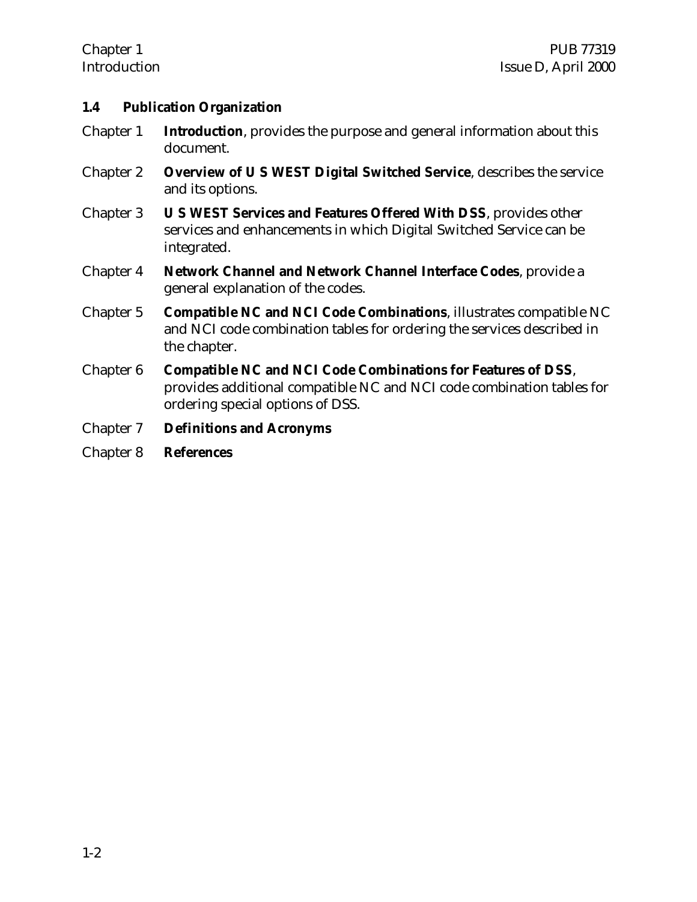## 1.4 Publication Organization

Chapter 1 **Introduction**, provides the purpose and general information about this document.

Chapter 2 **Overview of U S WEST Digital Switched Service**, describes the service and its options.

Chapter 3 **U S WEST Services and Features Offered With DSS**, provides other services and enhancements in which Digital Switched Service can be integrated.

Chapter 4 **Network Channel and Network Channel Interface Codes**, provide a general explanation of the codes.

Chapter 5 **Compatible NC and NCI Code Combinations**, illustrates compatible NC and NCI code combination tables for ordering the services described in the chapter.

Chapter 6 **Compatible NC and NCI Code Combinations for Features of DSS**, provides additional compatible NC and NCI code combination tables for ordering special options of DSS.

Chapter 7 **Definitions and Acronyms**

Chapter 8 **References**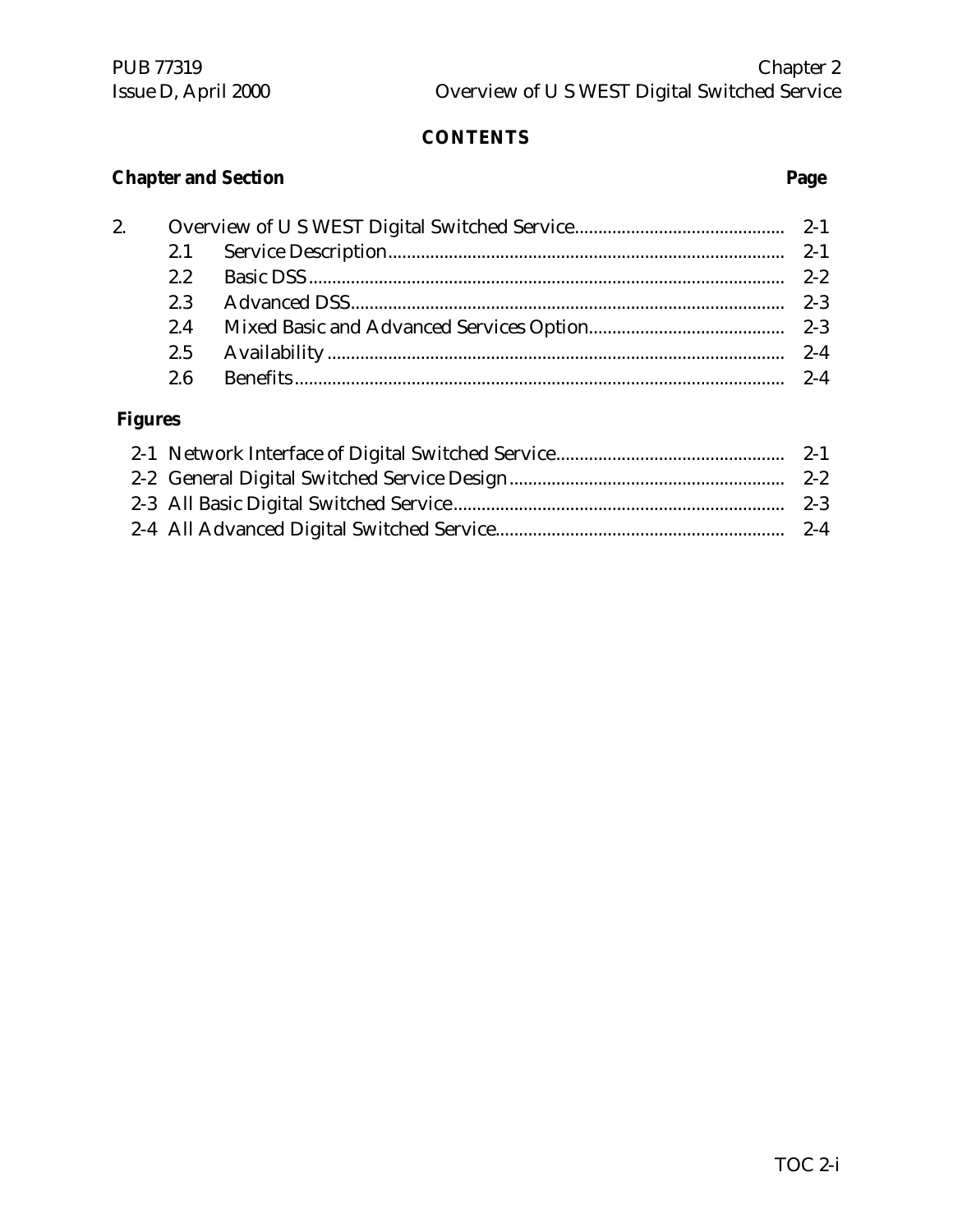# CONTENTS

| Chapter and Section | | | Page |
|---|---|---|---|
| 2. | | Overview of U S WEST Digital Switched Service | 2-1 |
| | 2.1 | Service Description | 2-1 |
| | 2.2 | Basic DSS | 2-2 |
| | 2.3 | Advanced DSS | 2-3 |
| | 2.4 | Mixed Basic and Advanced Services Option | 2-3 |
| | 2.5 | Availability | 2-4 |
| | 2.6 | Benefits | 2-4 |

**Figures**

| | | Page |
|---|---|---|
| 2-1 | Network Interface of Digital Switched Service | 2-1 |
| 2-2 | General Digital Switched Service Design | 2-2 |
| 2-3 | All Basic Digital Switched Service | 2-3 |
| 2-4 | All Advanced Digital Switched Service | 2-4 |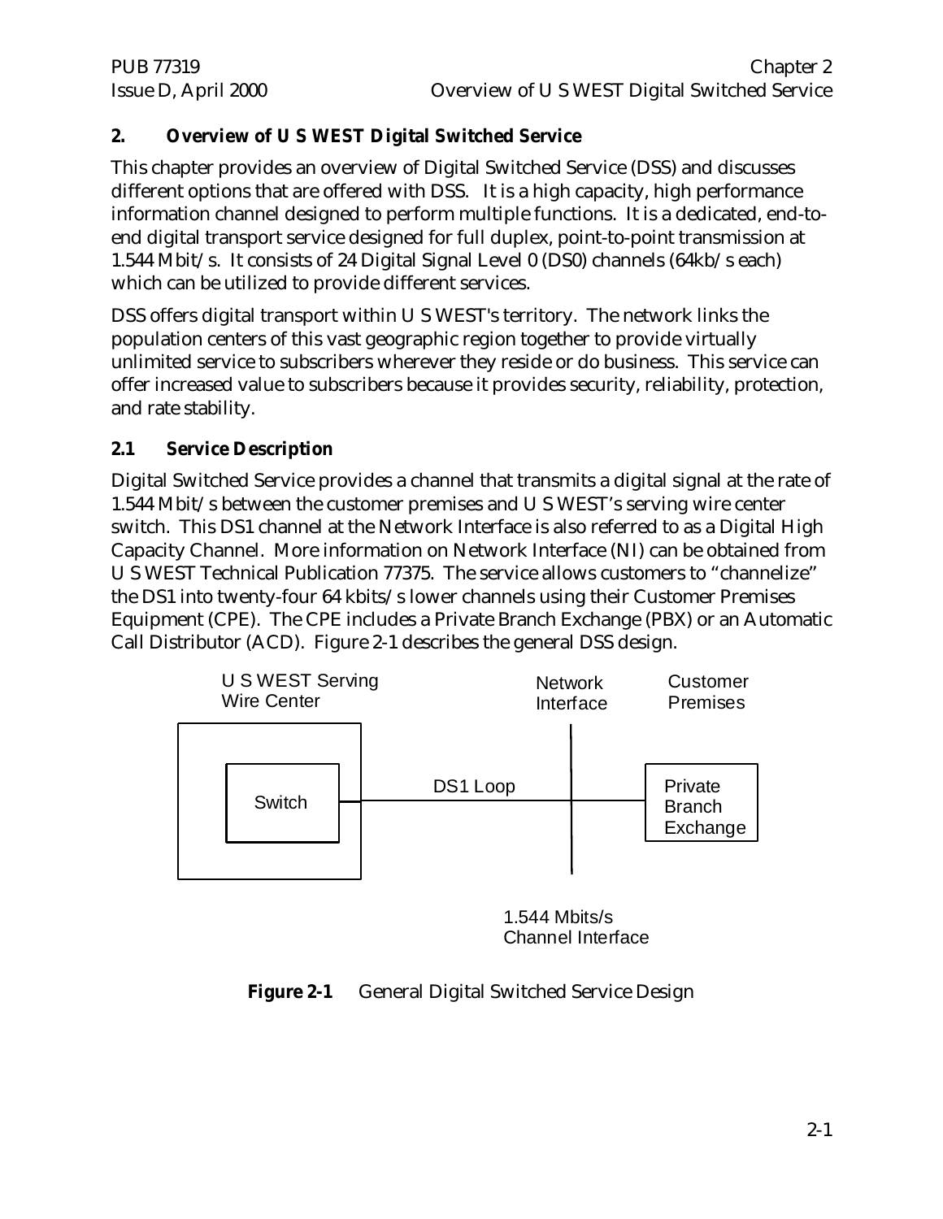## 2. Overview of U S WEST Digital Switched Service

This chapter provides an overview of Digital Switched Service (DSS) and discusses different options that are offered with DSS. It is a high capacity, high performance information channel designed to perform multiple functions. It is a dedicated, end-to-end digital transport service designed for full duplex, point-to-point transmission at 1.544 Mbit/s. It consists of 24 Digital Signal Level 0 (DS0) channels (64kb/s each) which can be utilized to provide different services.

DSS offers digital transport within U S WEST's territory. The network links the population centers of this vast geographic region together to provide virtually unlimited service to subscribers wherever they reside or do business. This service can offer increased value to subscribers because it provides security, reliability, protection, and rate stability.

### 2.1 Service Description

Digital Switched Service provides a channel that transmits a digital signal at the rate of 1.544 Mbit/s between the customer premises and U S WEST's serving wire center switch. This DS1 channel at the Network Interface is also referred to as a Digital High Capacity Channel. More information on Network Interface (NI) can be obtained from U S WEST Technical Publication 77375. The service allows customers to "channelize" the DS1 into twenty-four 64 kbits/s lower channels using their Customer Premises Equipment (CPE). The CPE includes a Private Branch Exchange (PBX) or an Automatic Call Distributor (ACD). Figure 2-1 describes the general DSS design.

U S WEST Serving Wire Center | Switch | DS1 Loop | Network Interface | Customer Premises | Private Branch Exchange | 1.544 Mbits/s Channel Interface

**Figure 2-1** General Digital Switched Service Design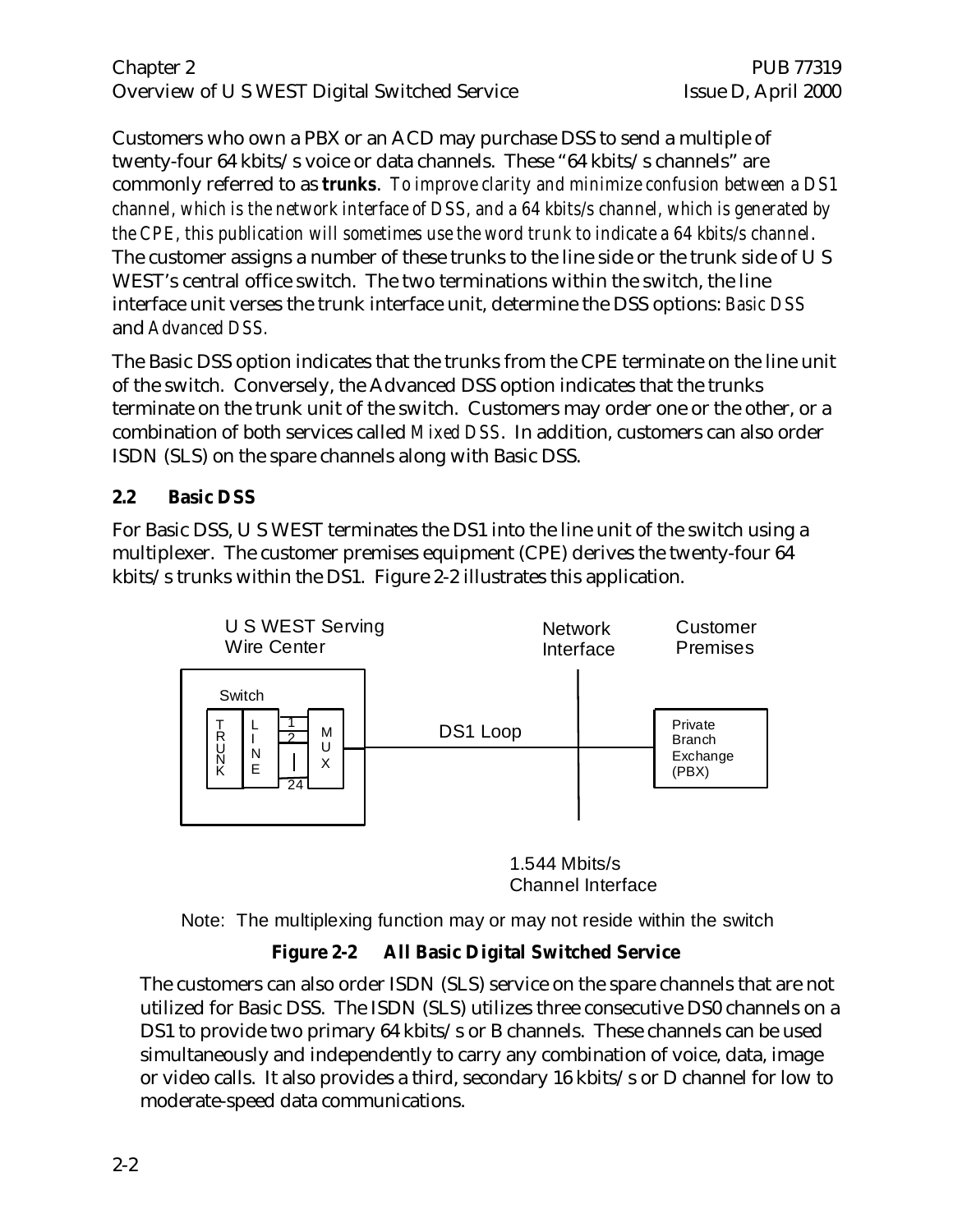Customers who own a PBX or an ACD may purchase DSS to send a multiple of twenty-four 64 kbits/s voice or data channels. These "64 kbits/s channels" are commonly referred to as **trunks**. *To improve clarity and minimize confusion between a DS1 channel, which is the network interface of DSS, and a 64 kbits/s channel, which is generated by the CPE, this publication will sometimes use the word trunk to indicate a 64 kbits/s channel*. The customer assigns a number of these trunks to the line side or the trunk side of U S WEST's central office switch. The two terminations within the switch, the line interface unit verses the trunk interface unit, determine the DSS options: *Basic DSS* and *Advanced DSS*.

The Basic DSS option indicates that the trunks from the CPE terminate on the line unit of the switch. Conversely, the Advanced DSS option indicates that the trunks terminate on the trunk unit of the switch. Customers may order one or the other, or a combination of both services called *Mixed DSS*. In addition, customers can also order ISDN (SLS) on the spare channels along with Basic DSS.

## 2.2 Basic DSS

For Basic DSS, U S WEST terminates the DS1 into the line unit of the switch using a multiplexer. The customer premises equipment (CPE) derives the twenty-four 64 kbits/s trunks within the DS1. Figure 2-2 illustrates this application.

U S WEST Serving Wire Center | Network Interface | Customer Premises

Switch: TRUNK | LINE | 1, 2, ..., 24 | MUX — DS1 Loop — Private Branch Exchange (PBX)

1.544 Mbits/s Channel Interface

Note: The multiplexing function may or may not reside within the switch

**Figure 2-2 All Basic Digital Switched Service**

The customers can also order ISDN (SLS) service on the spare channels that are not utilized for Basic DSS. The ISDN (SLS) utilizes three consecutive DS0 channels on a DS1 to provide two primary 64 kbits/s or B channels. These channels can be used simultaneously and independently to carry any combination of voice, data, image or video calls. It also provides a third, secondary 16 kbits/s or D channel for low to moderate-speed data communications.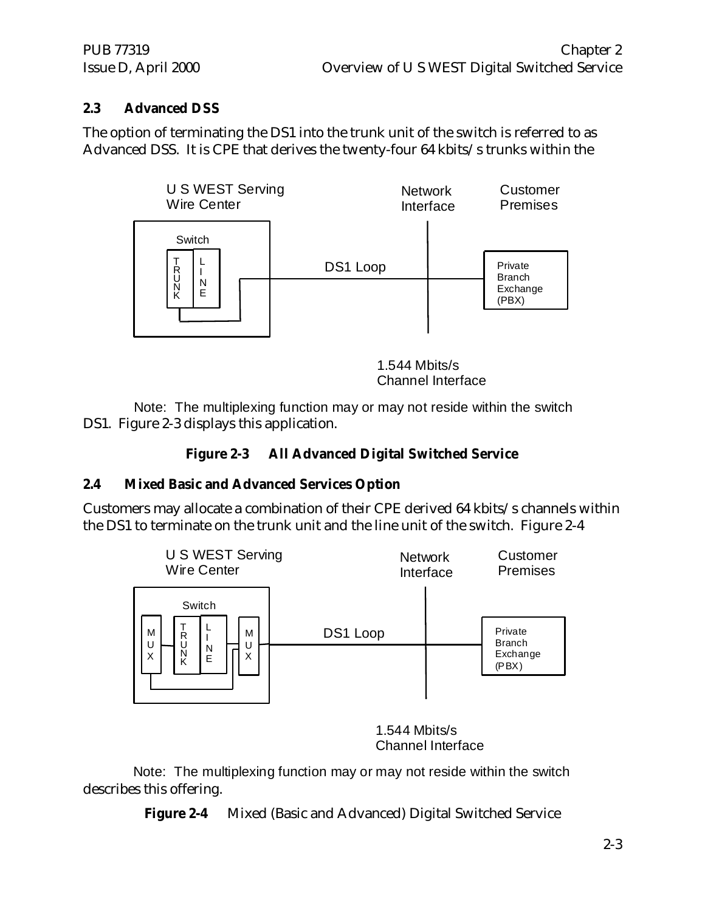## 2.3 Advanced DSS

The option of terminating the DS1 into the trunk unit of the switch is referred to as Advanced DSS. It is CPE that derives the twenty-four 64 kbits/s trunks within the DS1. Figure 2-3 displays this application.

Note: The multiplexing function may or may not reside within the switch

**Figure 2-3 All Advanced Digital Switched Service**

## 2.4 Mixed Basic and Advanced Services Option

Customers may allocate a combination of their CPE derived 64 kbits/s channels within the DS1 to terminate on the trunk unit and the line unit of the switch. Figure 2-4 describes this offering.

Note: The multiplexing function may or may not reside within the switch

**Figure 2-4** Mixed (Basic and Advanced) Digital Switched Service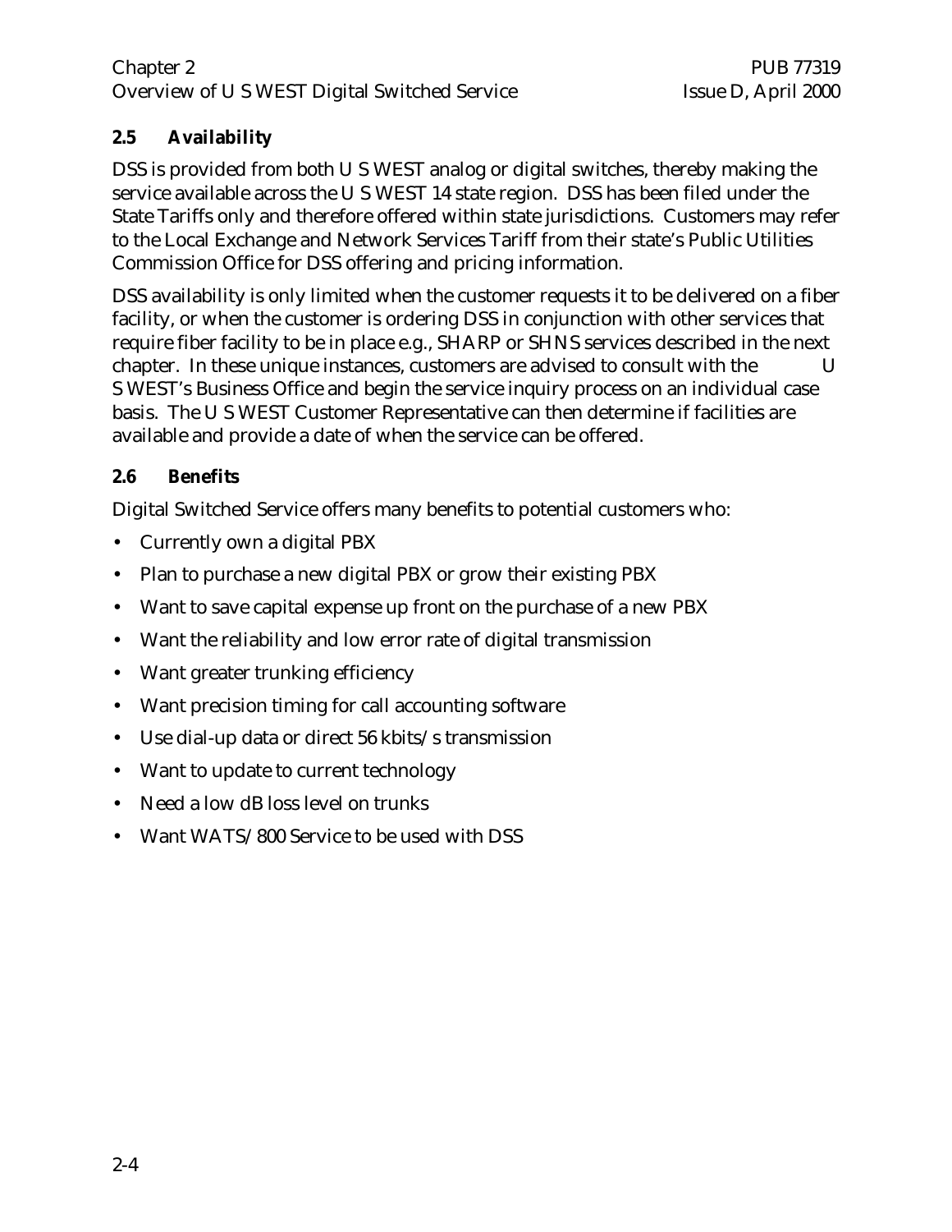## 2.5 Availability

DSS is provided from both U S WEST analog or digital switches, thereby making the service available across the U S WEST 14 state region. DSS has been filed under the State Tariffs only and therefore offered within state jurisdictions. Customers may refer to the Local Exchange and Network Services Tariff from their state's Public Utilities Commission Office for DSS offering and pricing information.

DSS availability is only limited when the customer requests it to be delivered on a fiber facility, or when the customer is ordering DSS in conjunction with other services that require fiber facility to be in place e.g., SHARP or SHNS services described in the next chapter. In these unique instances, customers are advised to consult with the U S WEST's Business Office and begin the service inquiry process on an individual case basis. The U S WEST Customer Representative can then determine if facilities are available and provide a date of when the service can be offered.

## 2.6 Benefits

Digital Switched Service offers many benefits to potential customers who:

- Currently own a digital PBX
- Plan to purchase a new digital PBX or grow their existing PBX
- Want to save capital expense up front on the purchase of a new PBX
- Want the reliability and low error rate of digital transmission
- Want greater trunking efficiency
- Want precision timing for call accounting software
- Use dial-up data or direct 56 kbits/s transmission
- Want to update to current technology
- Need a low dB loss level on trunks
- Want WATS/800 Service to be used with DSS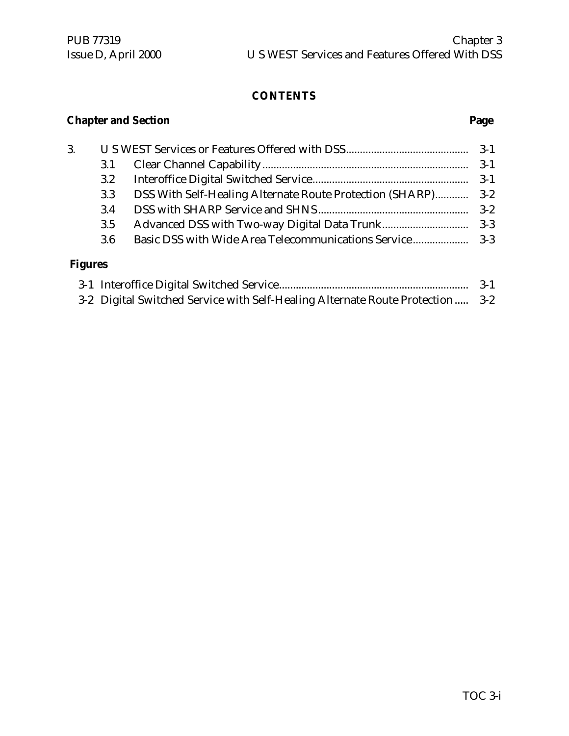## CONTENTS

| Chapter and Section | | Page |
|---|---|---|
| 3. | U S WEST Services or Features Offered with DSS | 3-1 |
| 3.1 | Clear Channel Capability | 3-1 |
| 3.2 | Interoffice Digital Switched Service | 3-1 |
| 3.3 | DSS With Self-Healing Alternate Route Protection (SHARP) | 3-2 |
| 3.4 | DSS with SHARP Service and SHNS | 3-2 |
| 3.5 | Advanced DSS with Two-way Digital Data Trunk | 3-3 |
| 3.6 | Basic DSS with Wide Area Telecommunications Service | 3-3 |

**Figures**

| | | |
|---|---|---|
| 3-1 | Interoffice Digital Switched Service | 3-1 |
| 3-2 | Digital Switched Service with Self-Healing Alternate Route Protection | 3-2 |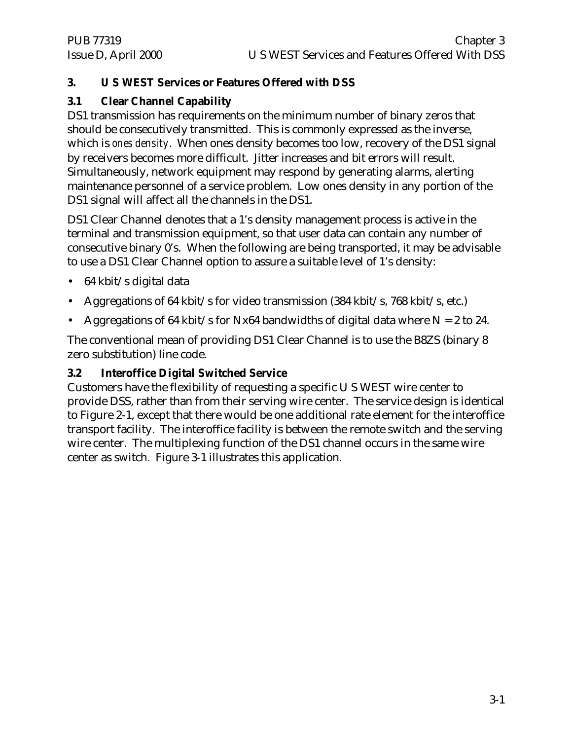# 3. U S WEST Services or Features Offered with DSS

## 3.1 Clear Channel Capability

DS1 transmission has requirements on the minimum number of binary zeros that should be consecutively transmitted. This is commonly expressed as the inverse, which is *ones density*. When ones density becomes too low, recovery of the DS1 signal by receivers becomes more difficult. Jitter increases and bit errors will result. Simultaneously, network equipment may respond by generating alarms, alerting maintenance personnel of a service problem. Low ones density in any portion of the DS1 signal will affect all the channels in the DS1.

DS1 Clear Channel denotes that a 1's density management process is active in the terminal and transmission equipment, so that user data can contain any number of consecutive binary 0's. When the following are being transported, it may be advisable to use a DS1 Clear Channel option to assure a suitable level of 1's density:

- 64 kbit/s digital data
- Aggregations of 64 kbit/s for video transmission (384 kbit/s, 768 kbit/s, etc.)
- Aggregations of 64 kbit/s for Nx64 bandwidths of digital data where N = 2 to 24.

The conventional mean of providing DS1 Clear Channel is to use the B8ZS (binary 8 zero substitution) line code.

## 3.2 Interoffice Digital Switched Service

Customers have the flexibility of requesting a specific U S WEST wire center to provide DSS, rather than from their serving wire center. The service design is identical to Figure 2-1, except that there would be one additional rate element for the interoffice transport facility. The interoffice facility is between the remote switch and the serving wire center. The multiplexing function of the DS1 channel occurs in the same wire center as switch. Figure 3-1 illustrates this application.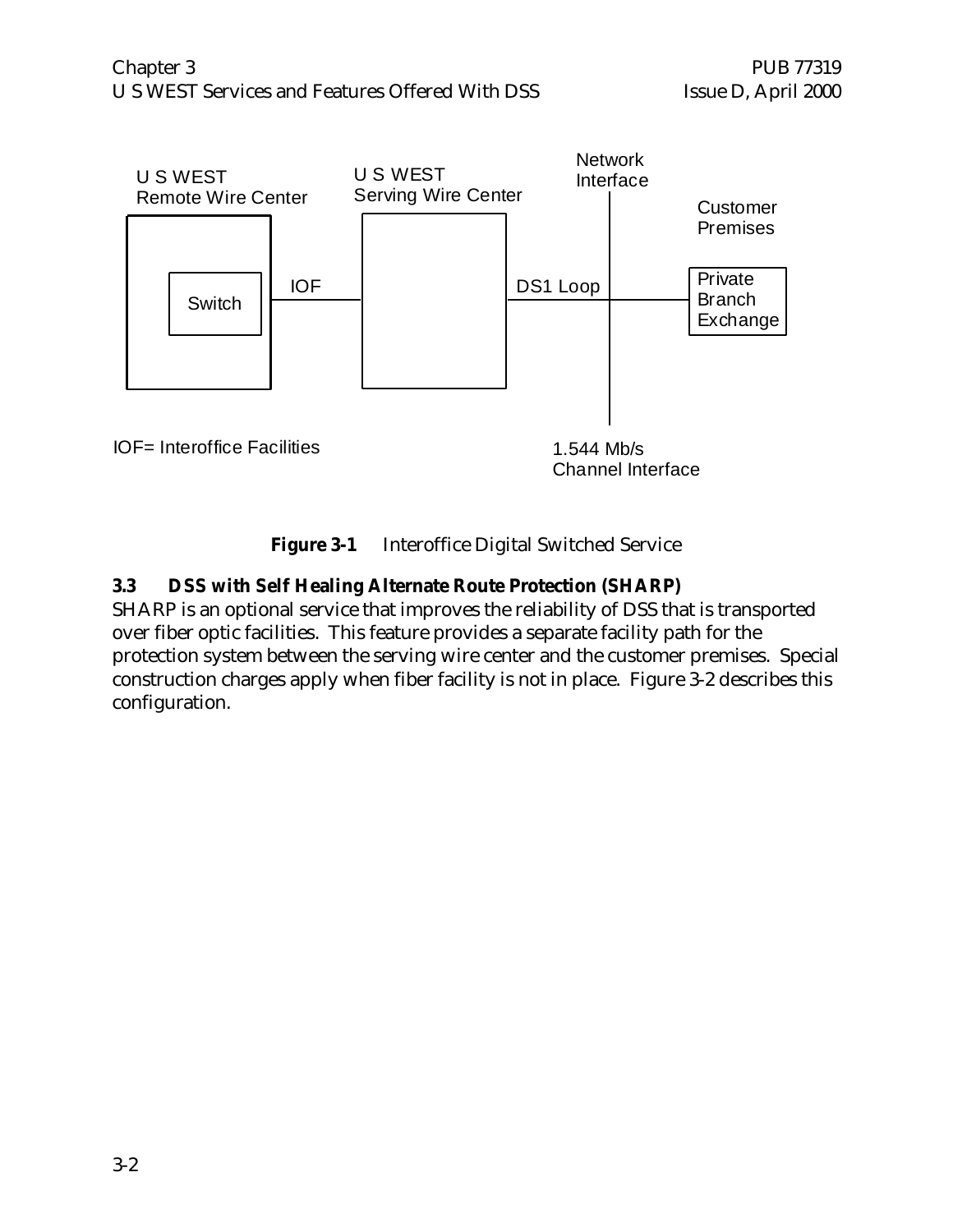U S WEST Remote Wire Center

Switch

IOF

U S WEST Serving Wire Center

DS1 Loop

Network Interface

Customer Premises

Private Branch Exchange

IOF= Interoffice Facilities

1.544 Mb/s Channel Interface

**Figure 3-1** Interoffice Digital Switched Service

### 3.3 DSS with Self Healing Alternate Route Protection (SHARP)

SHARP is an optional service that improves the reliability of DSS that is transported over fiber optic facilities. This feature provides a separate facility path for the protection system between the serving wire center and the customer premises. Special construction charges apply when fiber facility is not in place. Figure 3-2 describes this configuration.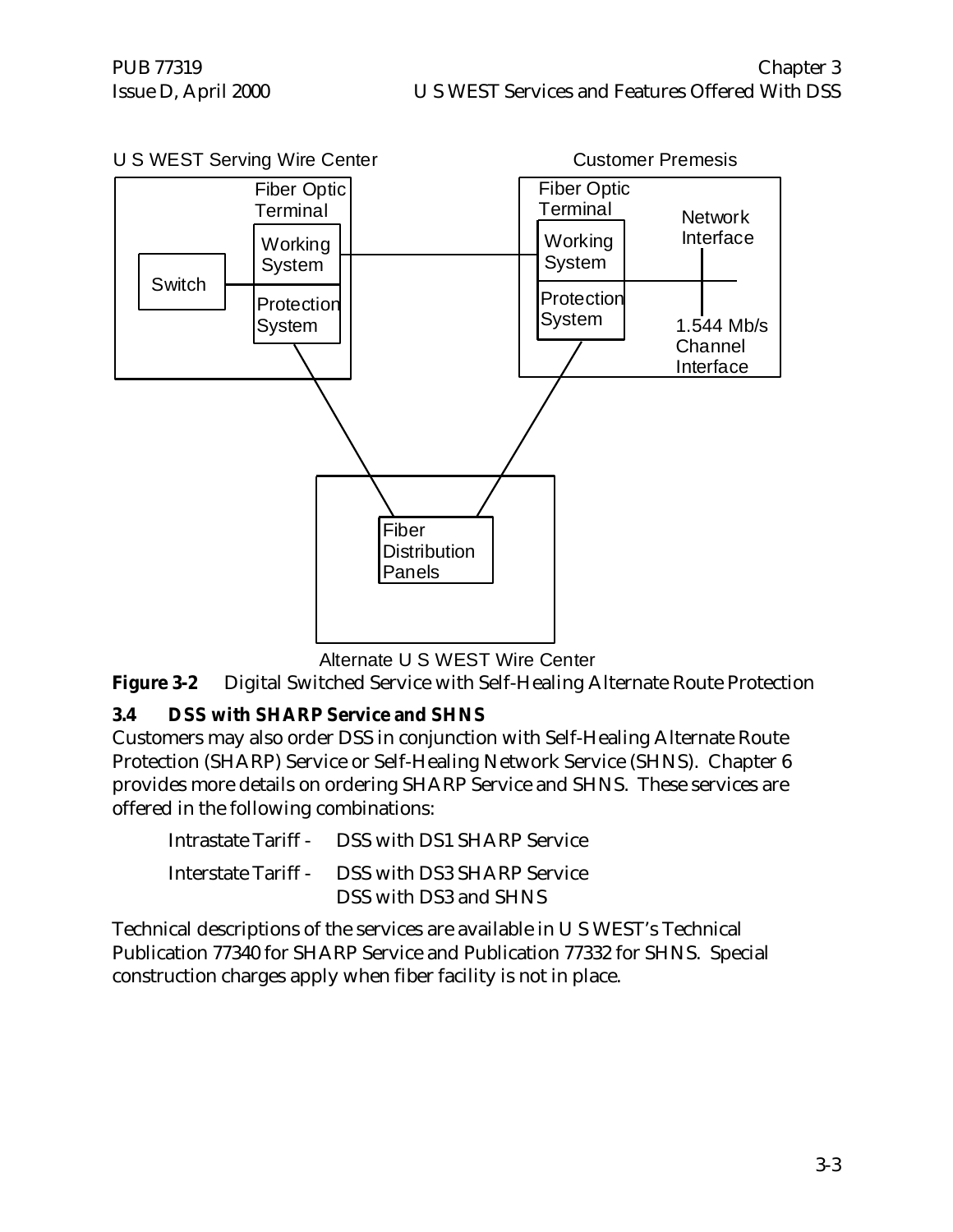U S WEST Serving Wire Center

Customer Premesis

Fiber Optic Terminal

Working System

Protection System

Switch

Network Interface

1.544 Mb/s Channel Interface

Fiber Distribution Panels

Alternate U S WEST Wire Center

**Figure 3-2** Digital Switched Service with Self-Healing Alternate Route Protection

### 3.4 DSS with SHARP Service and SHNS

Customers may also order DSS in conjunction with Self-Healing Alternate Route Protection (SHARP) Service or Self-Healing Network Service (SHNS). Chapter 6 provides more details on ordering SHARP Service and SHNS. These services are offered in the following combinations:

Intrastate Tariff - DSS with DS1 SHARP Service

Interstate Tariff - DSS with DS3 SHARP Service
DSS with DS3 and SHNS

Technical descriptions of the services are available in U S WEST's Technical Publication 77340 for SHARP Service and Publication 77332 for SHNS. Special construction charges apply when fiber facility is not in place.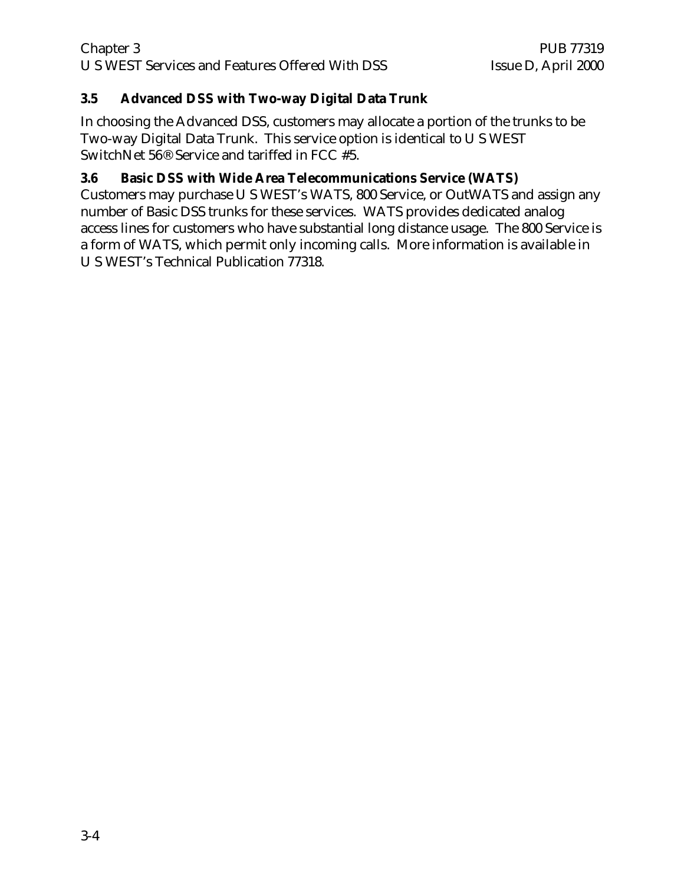### 3.5 Advanced DSS with Two-way Digital Data Trunk

In choosing the Advanced DSS, customers may allocate a portion of the trunks to be Two-way Digital Data Trunk. This service option is identical to U S WEST SwitchNet 56® Service and tariffed in FCC #5.

### 3.6 Basic DSS with Wide Area Telecommunications Service (WATS)

Customers may purchase U S WEST's WATS, 800 Service, or OutWATS and assign any number of Basic DSS trunks for these services. WATS provides dedicated analog access lines for customers who have substantial long distance usage. The 800 Service is a form of WATS, which permit only incoming calls. More information is available in U S WEST's Technical Publication 77318.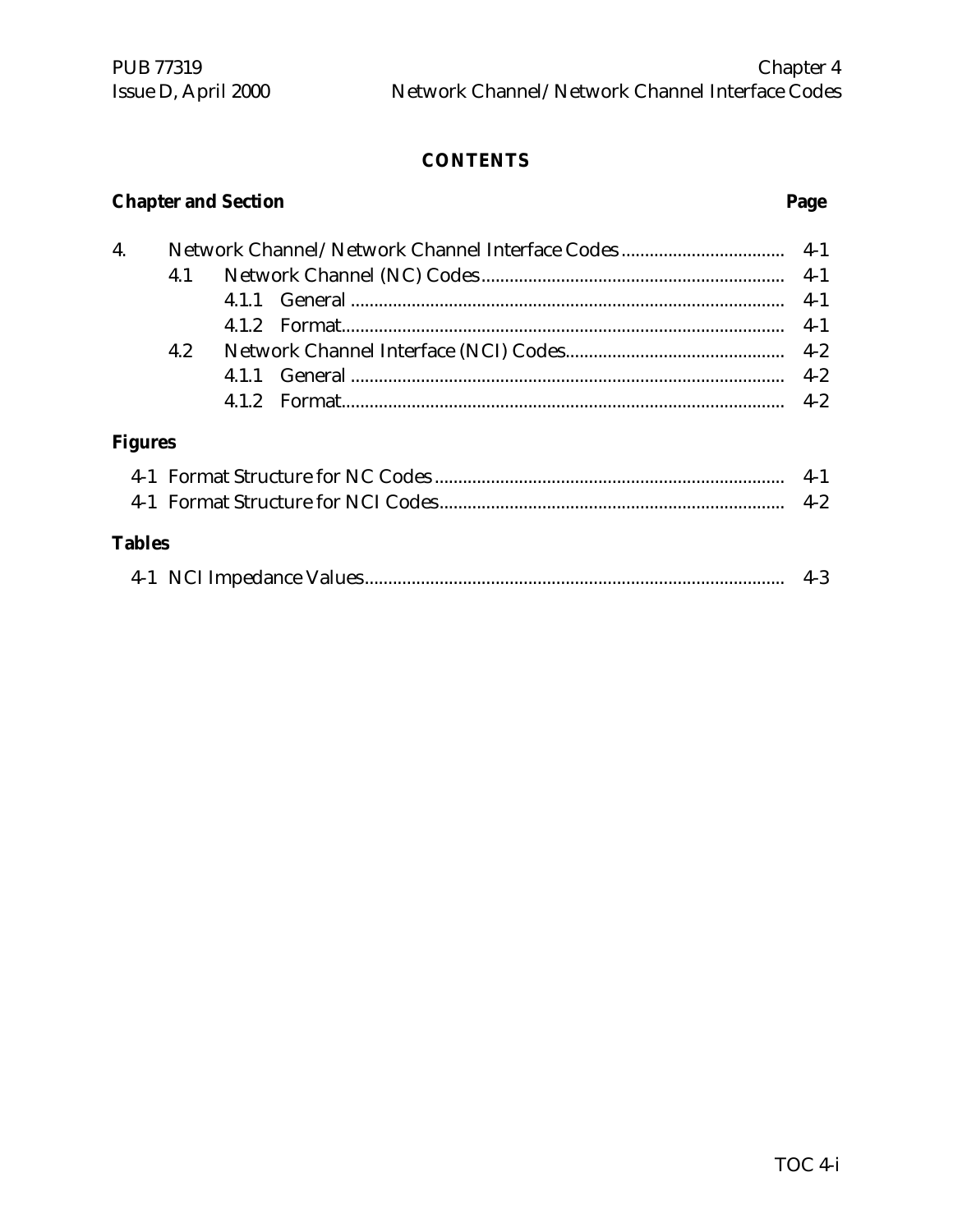**CONTENTS**

| Chapter and Section | | | Page |
|---|---|---|---|
| 4. | Network Channel/Network Channel Interface Codes | | 4-1 |
| | 4.1 | Network Channel (NC) Codes | 4-1 |
| | | 4.1.1 General | 4-1 |
| | | 4.1.2 Format | 4-1 |
| | 4.2 | Network Channel Interface (NCI) Codes | 4-2 |
| | | 4.1.1 General | 4-2 |
| | | 4.1.2 Format | 4-2 |

**Figures**

| | Page |
|---|---|
| 4-1 Format Structure for NC Codes | 4-1 |
| 4-1 Format Structure for NCI Codes | 4-2 |

**Tables**

| | Page |
|---|---|
| 4-1 NCI Impedance Values | 4-3 |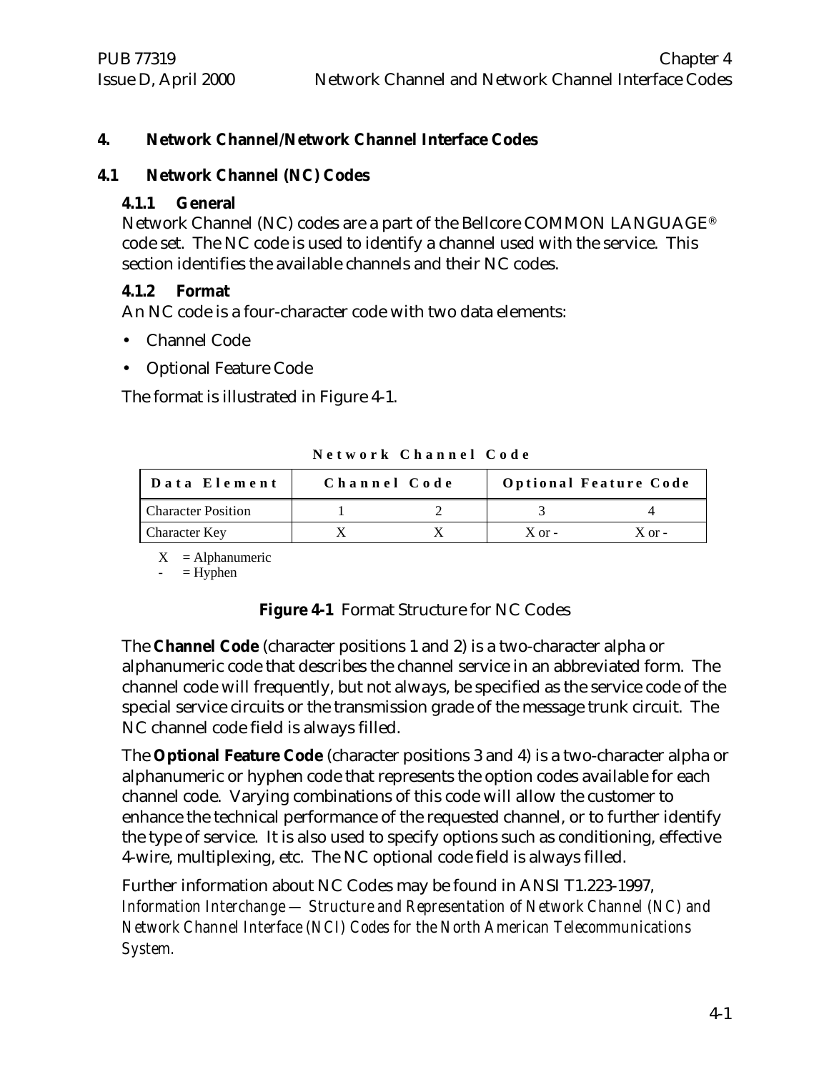# 4. Network Channel/Network Channel Interface Codes

## 4.1 Network Channel (NC) Codes

### 4.1.1 General

Network Channel (NC) codes are a part of the Bellcore COMMON LANGUAGE® code set. The NC code is used to identify a channel used with the service. This section identifies the available channels and their NC codes.

### 4.1.2 Format

An NC code is a four-character code with two data elements:

- Channel Code
- Optional Feature Code

The format is illustrated in Figure 4-1.

**Network Channel Code**

| Data Element | Channel Code | | Optional Feature Code | |
|---|---|---|---|---|
| Character Position | 1 | 2 | 3 | 4 |
| Character Key | X | X | X or - | X or - |

X = Alphanumeric
- = Hyphen

**Figure 4-1** Format Structure for NC Codes

The **Channel Code** (character positions 1 and 2) is a two-character alpha or alphanumeric code that describes the channel service in an abbreviated form. The channel code will frequently, but not always, be specified as the service code of the special service circuits or the transmission grade of the message trunk circuit. The NC channel code field is always filled.

The **Optional Feature Code** (character positions 3 and 4) is a two-character alpha or alphanumeric or hyphen code that represents the option codes available for each channel code. Varying combinations of this code will allow the customer to enhance the technical performance of the requested channel, or to further identify the type of service. It is also used to specify options such as conditioning, effective 4-wire, multiplexing, etc. The NC optional code field is always filled.

Further information about NC Codes may be found in ANSI T1.223-1997, *Information Interchange — Structure and Representation of Network Channel (NC) and Network Channel Interface (NCI) Codes for the North American Telecommunications System.*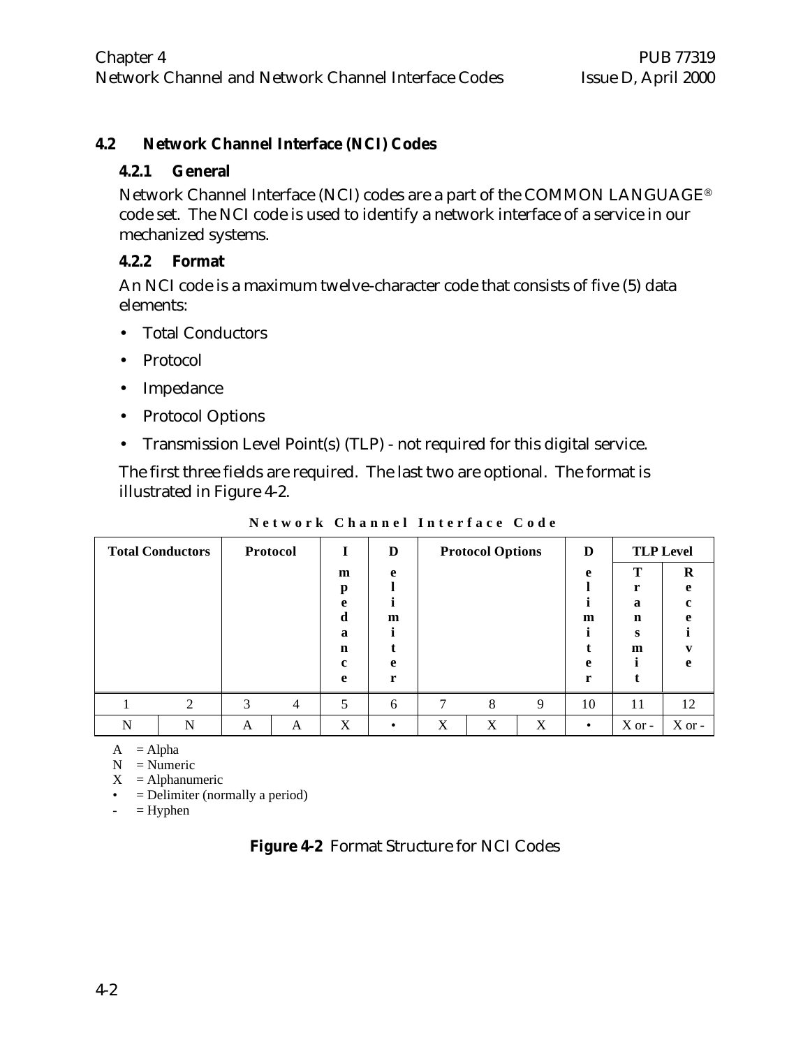## 4.2 Network Channel Interface (NCI) Codes

### 4.2.1 General

Network Channel Interface (NCI) codes are a part of the COMMON LANGUAGE® code set. The NCI code is used to identify a network interface of a service in our mechanized systems.

### 4.2.2 Format

An NCI code is a maximum twelve-character code that consists of five (5) data elements:

- Total Conductors
- Protocol
- Impedance
- Protocol Options
- Transmission Level Point(s) (TLP) - not required for this digital service.

The first three fields are required. The last two are optional. The format is illustrated in Figure 4-2.

**Network Channel Interface Code**

| Total Conductors | | Protocol | | Impedance | Delimiter | Protocol Options | | | Delimiter | TLP Level | |
|---|---|---|---|---|---|---|---|---|---|---|---|
| | | | | | | | | | | Transmit | Receive |
| 1 | 2 | 3 | 4 | 5 | 6 | 7 | 8 | 9 | 10 | 11 | 12 |
| N | N | A | A | X | • | X | X | X | • | X or - | X or - |

A = Alpha
N = Numeric
X = Alphanumeric
• = Delimiter (normally a period)
- = Hyphen

**Figure 4-2** Format Structure for NCI Codes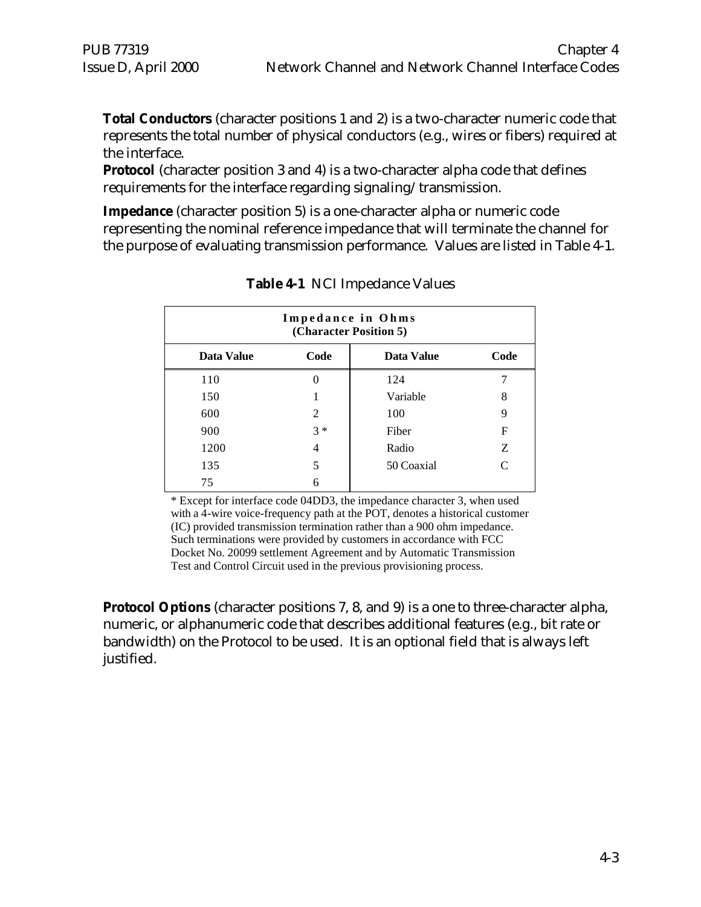**Total Conductors** (character positions 1 and 2) is a two-character numeric code that represents the total number of physical conductors (e.g., wires or fibers) required at the interface.

**Protocol** (character position 3 and 4) is a two-character alpha code that defines requirements for the interface regarding signaling/ transmission.

**Impedance** (character position 5) is a one-character alpha or numeric code representing the nominal reference impedance that will terminate the channel for the purpose of evaluating transmission performance. Values are listed in Table 4-1.

**Table 4-1** NCI Impedance Values

| Impedance in Ohms (Character Position 5) | | | |
|---|---|---|---|
| **Data Value** | **Code** | **Data Value** | **Code** |
| 110 | 0 | 124 | 7 |
| 150 | 1 | Variable | 8 |
| 600 | 2 | 100 | 9 |
| 900 | 3 * | Fiber | F |
| 1200 | 4 | Radio | Z |
| 135 | 5 | 50 Coaxial | C |
| 75 | 6 | | |

* Except for interface code 04DD3, the impedance character 3, when used with a 4-wire voice-frequency path at the POT, denotes a historical customer (IC) provided transmission termination rather than a 900 ohm impedance. Such terminations were provided by customers in accordance with FCC Docket No. 20099 settlement Agreement and by Automatic Transmission Test and Control Circuit used in the previous provisioning process.

**Protocol Options** (character positions 7, 8, and 9) is a one to three-character alpha, numeric, or alphanumeric code that describes additional features (e.g., bit rate or bandwidth) on the Protocol to be used. It is an optional field that is always left justified.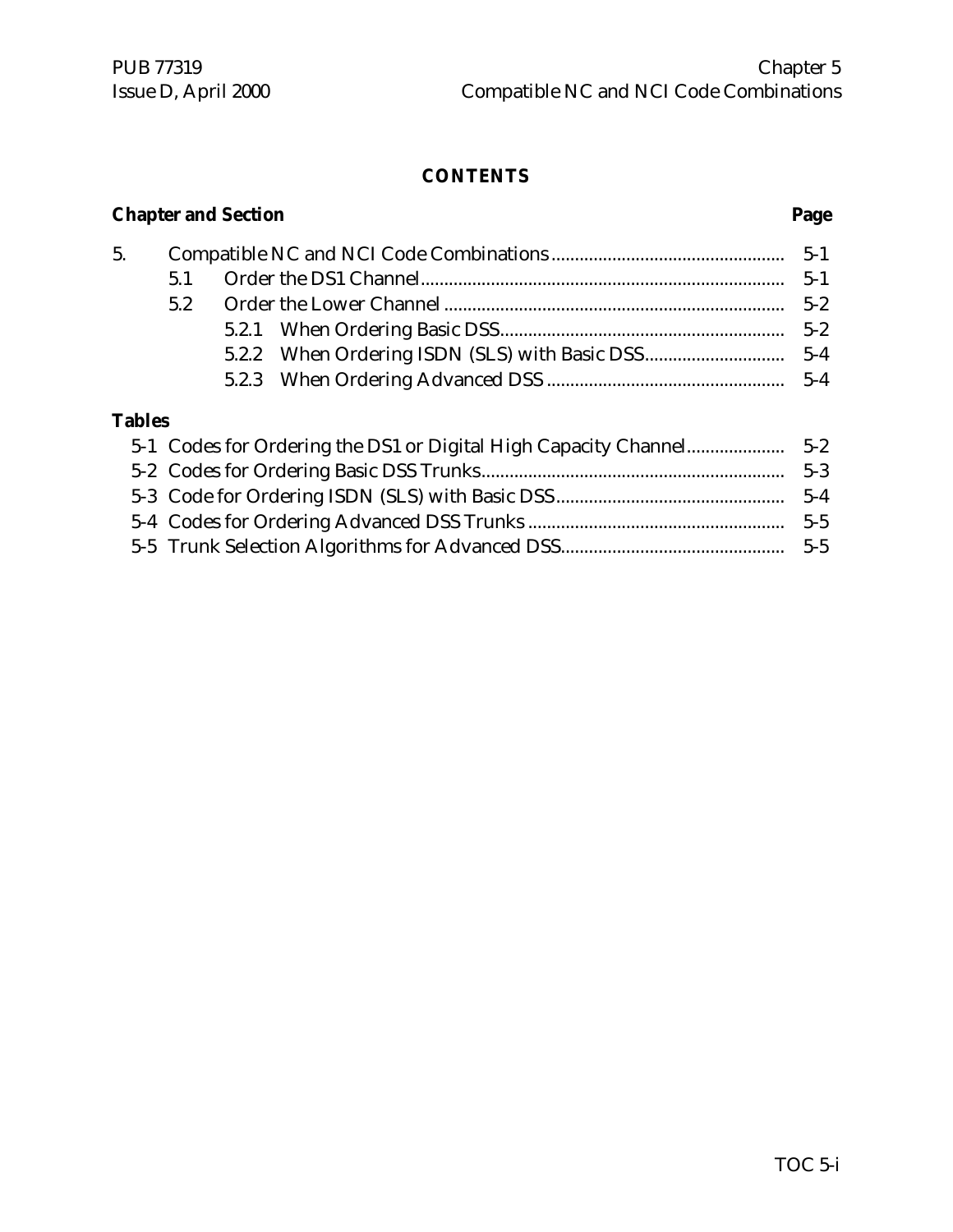# CONTENTS

| Chapter and Section | | | | Page |
|---|---|---|---|---|
| 5. | Compatible NC and NCI Code Combinations | | | 5-1 |
| | 5.1 | Order the DS1 Channel | | 5-1 |
| | 5.2 | Order the Lower Channel | | 5-2 |
| | | 5.2.1 | When Ordering Basic DSS | 5-2 |
| | | 5.2.2 | When Ordering ISDN (SLS) with Basic DSS | 5-4 |
| | | 5.2.3 | When Ordering Advanced DSS | 5-4 |

**Tables**

| | | Page |
|---|---|---|
| 5-1 | Codes for Ordering the DS1 or Digital High Capacity Channel | 5-2 |
| 5-2 | Codes for Ordering Basic DSS Trunks | 5-3 |
| 5-3 | Code for Ordering ISDN (SLS) with Basic DSS | 5-4 |
| 5-4 | Codes for Ordering Advanced DSS Trunks | 5-5 |
| 5-5 | Trunk Selection Algorithms for Advanced DSS | 5-5 |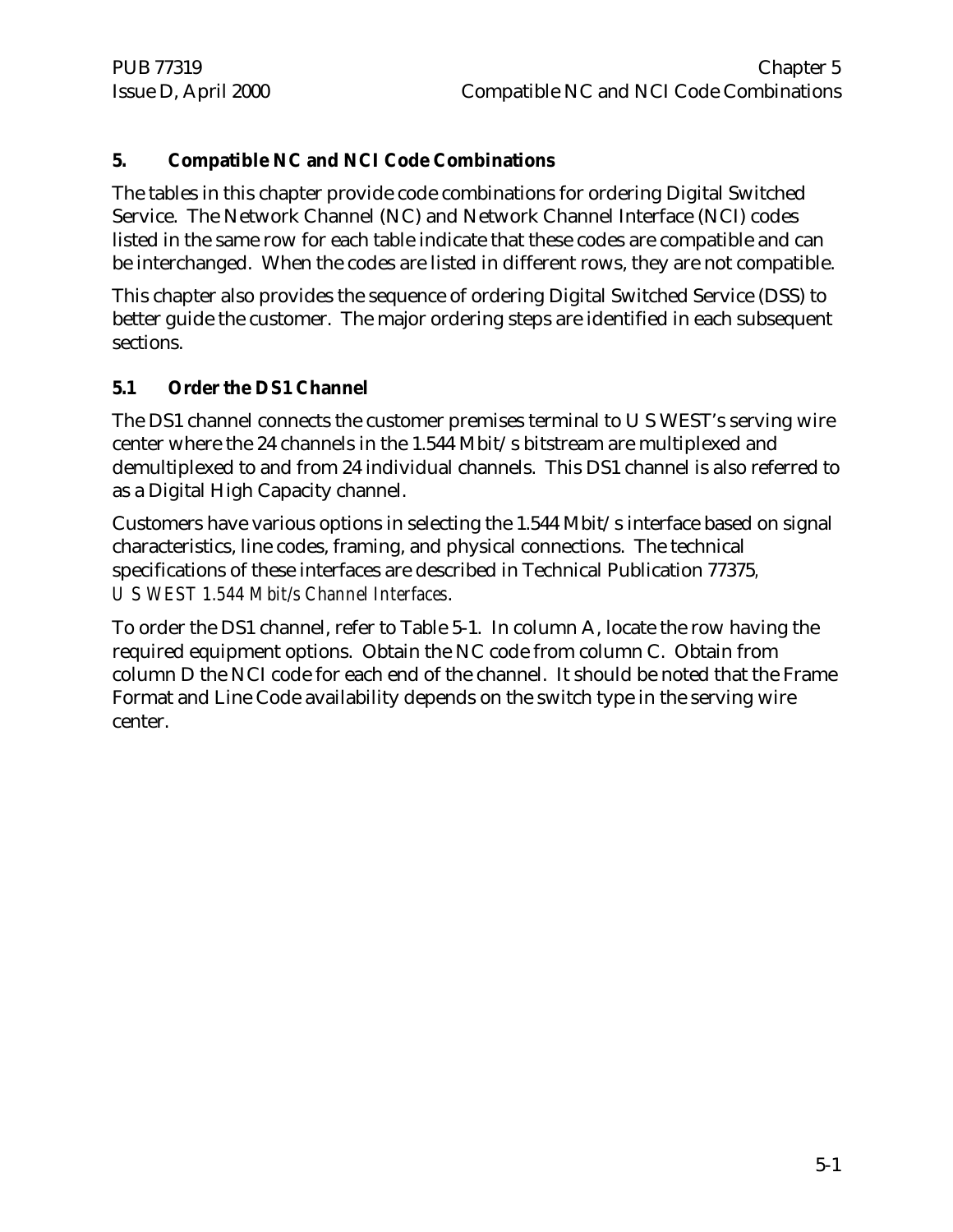## 5. Compatible NC and NCI Code Combinations

The tables in this chapter provide code combinations for ordering Digital Switched Service. The Network Channel (NC) and Network Channel Interface (NCI) codes listed in the same row for each table indicate that these codes are compatible and can be interchanged. When the codes are listed in different rows, they are not compatible.

This chapter also provides the sequence of ordering Digital Switched Service (DSS) to better guide the customer. The major ordering steps are identified in each subsequent sections.

### 5.1 Order the DS1 Channel

The DS1 channel connects the customer premises terminal to U S WEST's serving wire center where the 24 channels in the 1.544 Mbit/s bitstream are multiplexed and demultiplexed to and from 24 individual channels. This DS1 channel is also referred to as a Digital High Capacity channel.

Customers have various options in selecting the 1.544 Mbit/s interface based on signal characteristics, line codes, framing, and physical connections. The technical specifications of these interfaces are described in Technical Publication 77375, *U S WEST 1.544 Mbit/s Channel Interfaces*.

To order the DS1 channel, refer to Table 5-1. In column A, locate the row having the required equipment options. Obtain the NC code from column C. Obtain from column D the NCI code for each end of the channel. It should be noted that the Frame Format and Line Code availability depends on the switch type in the serving wire center.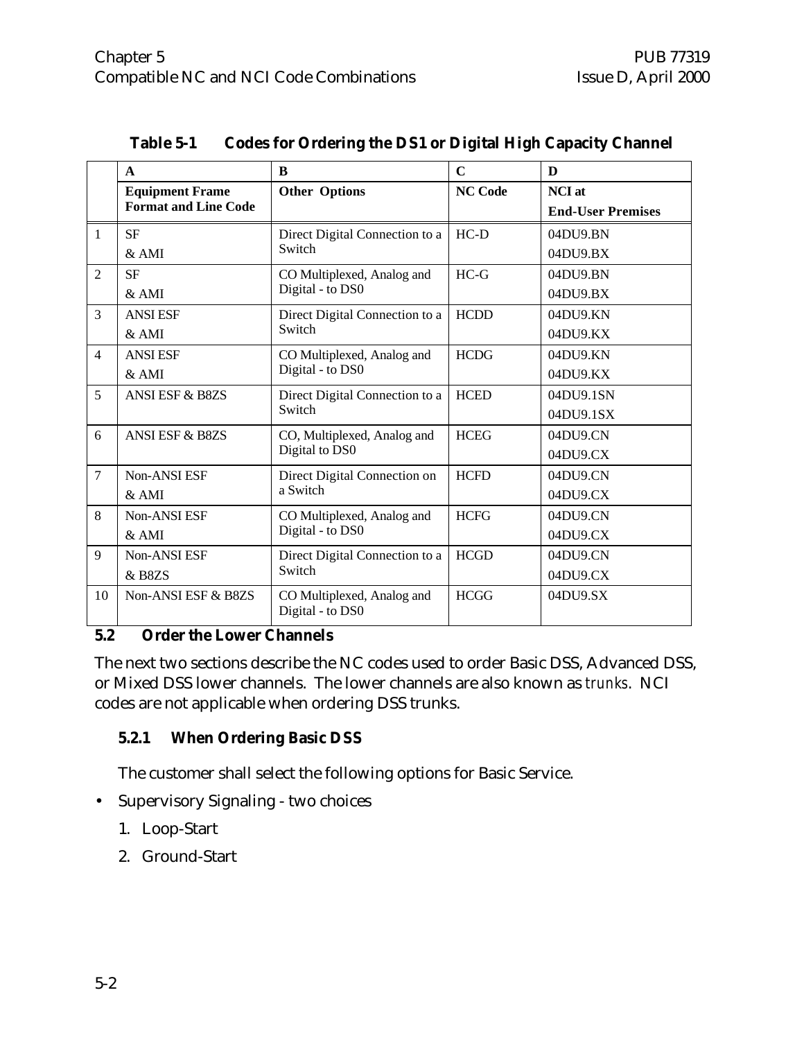**Table 5-1 Codes for Ordering the DS1 or Digital High Capacity Channel**

| | A | B | C | D |
|---|---|---|---|---|
| | **Equipment Frame Format and Line Code** | **Other Options** | **NC Code** | **NCI at End-User Premises** |
| 1 | SF & AMI | Direct Digital Connection to a Switch | HC-D | 04DU9.BN 04DU9.BX |
| 2 | SF & AMI | CO Multiplexed, Analog and Digital - to DS0 | HC-G | 04DU9.BN 04DU9.BX |
| 3 | ANSI ESF & AMI | Direct Digital Connection to a Switch | HCDD | 04DU9.KN 04DU9.KX |
| 4 | ANSI ESF & AMI | CO Multiplexed, Analog and Digital - to DS0 | HCDG | 04DU9.KN 04DU9.KX |
| 5 | ANSI ESF & B8ZS | Direct Digital Connection to a Switch | HCED | 04DU9.1SN 04DU9.1SX |
| 6 | ANSI ESF & B8ZS | CO, Multiplexed, Analog and Digital to DS0 | HCEG | 04DU9.CN 04DU9.CX |
| 7 | Non-ANSI ESF & AMI | Direct Digital Connection on a Switch | HCFD | 04DU9.CN 04DU9.CX |
| 8 | Non-ANSI ESF & AMI | CO Multiplexed, Analog and Digital - to DS0 | HCFG | 04DU9.CN 04DU9.CX |
| 9 | Non-ANSI ESF & B8ZS | Direct Digital Connection to a Switch | HCGD | 04DU9.CN 04DU9.CX |
| 10 | Non-ANSI ESF & B8ZS | CO Multiplexed, Analog and Digital - to DS0 | HCGG | 04DU9.SX |

## 5.2 Order the Lower Channels

The next two sections describe the NC codes used to order Basic DSS, Advanced DSS, or Mixed DSS lower channels. The lower channels are also known as *trunks*. NCI codes are not applicable when ordering DSS trunks.

### 5.2.1 When Ordering Basic DSS

The customer shall select the following options for Basic Service.

- Supervisory Signaling - two choices
  1. Loop-Start
  2. Ground-Start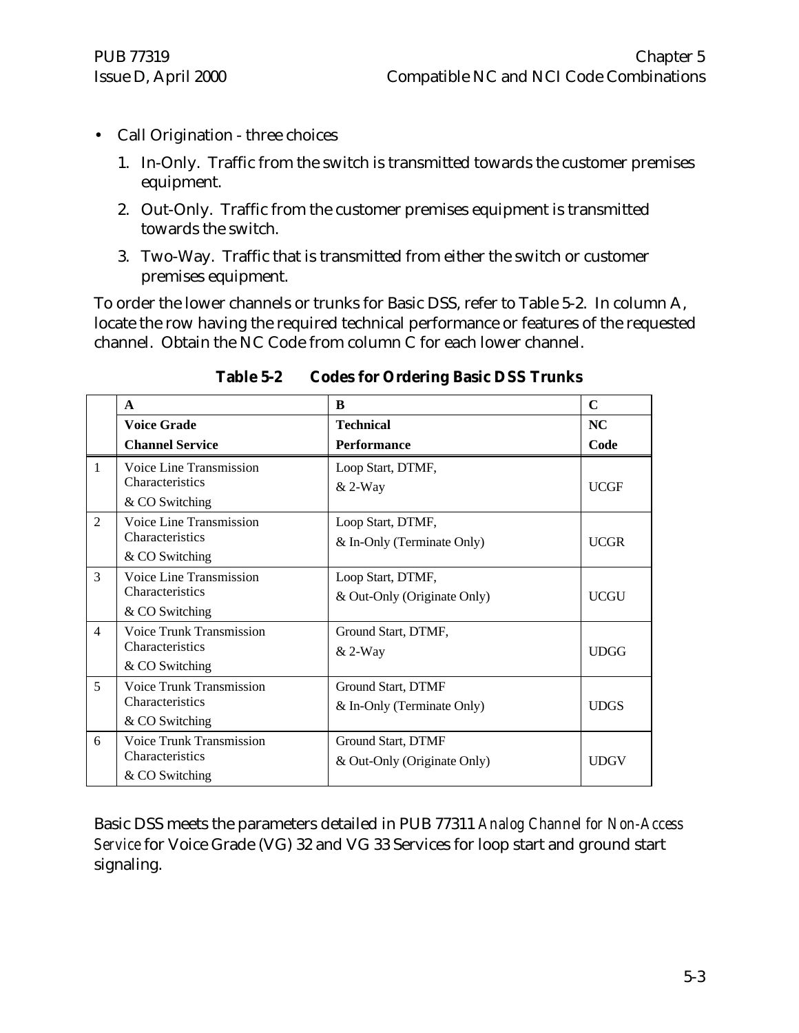- Call Origination - three choices
  1. In-Only. Traffic from the switch is transmitted towards the customer premises equipment.
  2. Out-Only. Traffic from the customer premises equipment is transmitted towards the switch.
  3. Two-Way. Traffic that is transmitted from either the switch or customer premises equipment.

To order the lower channels or trunks for Basic DSS, refer to Table 5-2. In column A, locate the row having the required technical performance or features of the requested channel. Obtain the NC Code from column C for each lower channel.

**Table 5-2 Codes for Ordering Basic DSS Trunks**

| | A | B | C |
|---|---|---|---|
| | **Voice Grade Channel Service** | **Technical Performance** | **NC Code** |
| 1 | Voice Line Transmission Characteristics & CO Switching | Loop Start, DTMF, & 2-Way | UCGF |
| 2 | Voice Line Transmission Characteristics & CO Switching | Loop Start, DTMF, & In-Only (Terminate Only) | UCGR |
| 3 | Voice Line Transmission Characteristics & CO Switching | Loop Start, DTMF, & Out-Only (Originate Only) | UCGU |
| 4 | Voice Trunk Transmission Characteristics & CO Switching | Ground Start, DTMF, & 2-Way | UDGG |
| 5 | Voice Trunk Transmission Characteristics & CO Switching | Ground Start, DTMF & In-Only (Terminate Only) | UDGS |
| 6 | Voice Trunk Transmission Characteristics & CO Switching | Ground Start, DTMF & Out-Only (Originate Only) | UDGV |

Basic DSS meets the parameters detailed in PUB 77311 *Analog Channel for Non-Access Service* for Voice Grade (VG) 32 and VG 33 Services for loop start and ground start signaling.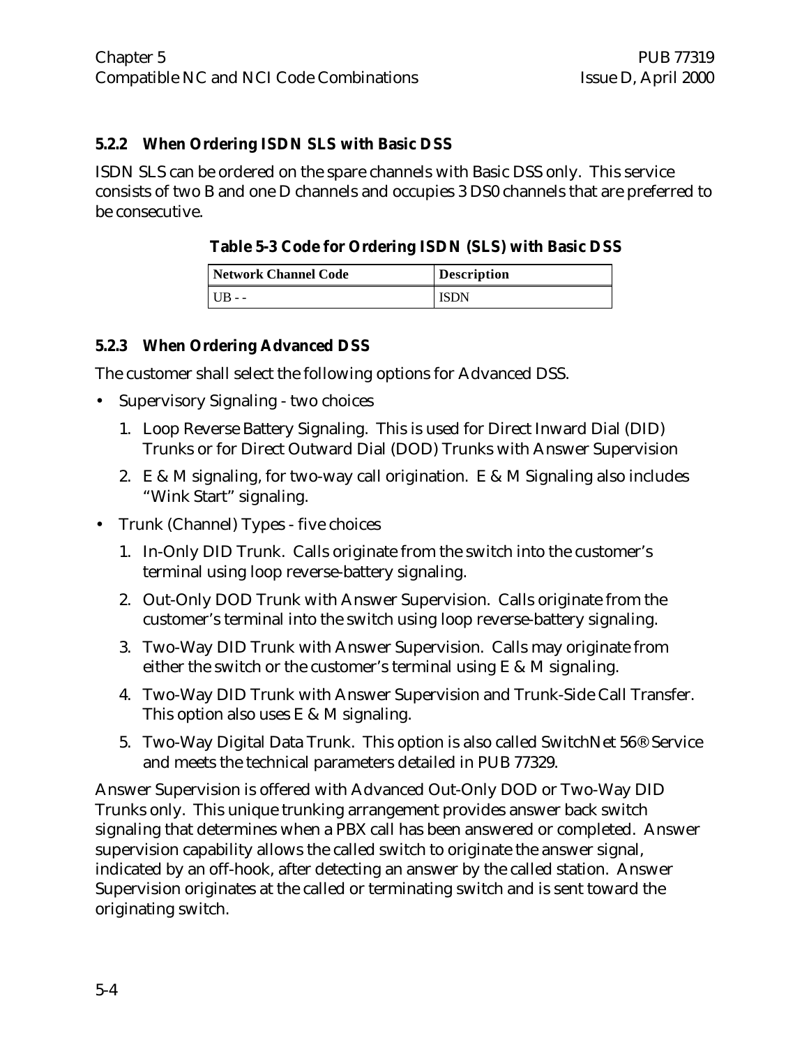### 5.2.2 When Ordering ISDN SLS with Basic DSS

ISDN SLS can be ordered on the spare channels with Basic DSS only. This service consists of two B and one D channels and occupies 3 DS0 channels that are preferred to be consecutive.

**Table 5-3 Code for Ordering ISDN (SLS) with Basic DSS**

| Network Channel Code | Description |
|---|---|
| UB - - | ISDN |

### 5.2.3 When Ordering Advanced DSS

The customer shall select the following options for Advanced DSS.

- Supervisory Signaling - two choices
  1. Loop Reverse Battery Signaling. This is used for Direct Inward Dial (DID) Trunks or for Direct Outward Dial (DOD) Trunks with Answer Supervision
  2. E & M signaling, for two-way call origination. E & M Signaling also includes "Wink Start" signaling.
- Trunk (Channel) Types - five choices
  1. In-Only DID Trunk. Calls originate from the switch into the customer's terminal using loop reverse-battery signaling.
  2. Out-Only DOD Trunk with Answer Supervision. Calls originate from the customer's terminal into the switch using loop reverse-battery signaling.
  3. Two-Way DID Trunk with Answer Supervision. Calls may originate from either the switch or the customer's terminal using E & M signaling.
  4. Two-Way DID Trunk with Answer Supervision and Trunk-Side Call Transfer. This option also uses E & M signaling.
  5. Two-Way Digital Data Trunk. This option is also called SwitchNet 56® Service and meets the technical parameters detailed in PUB 77329.

Answer Supervision is offered with Advanced Out-Only DOD or Two-Way DID Trunks only. This unique trunking arrangement provides answer back switch signaling that determines when a PBX call has been answered or completed. Answer supervision capability allows the called switch to originate the answer signal, indicated by an off-hook, after detecting an answer by the called station. Answer Supervision originates at the called or terminating switch and is sent toward the originating switch.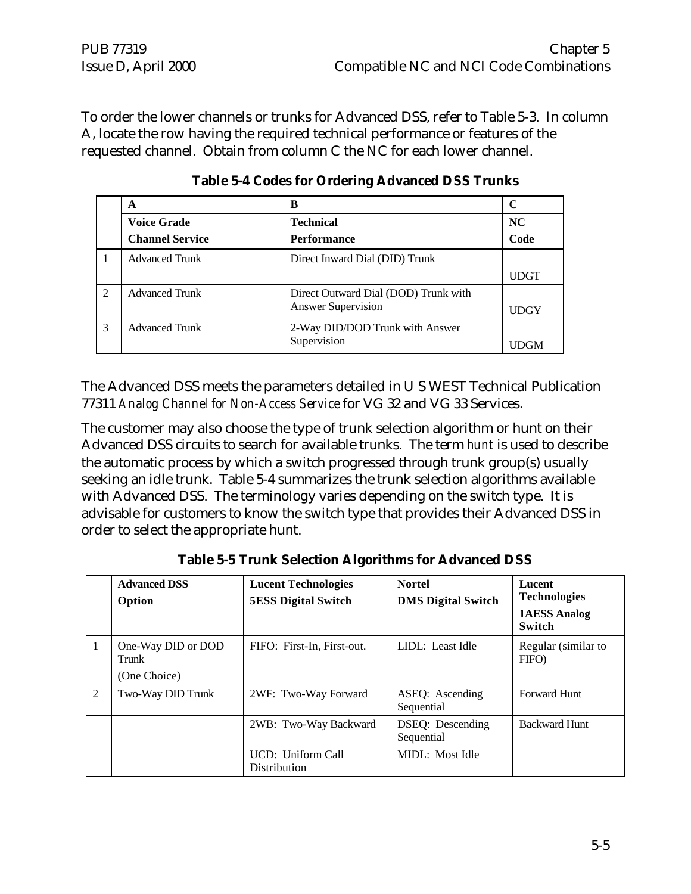To order the lower channels or trunks for Advanced DSS, refer to Table 5-3. In column A, locate the row having the required technical performance or features of the requested channel. Obtain from column C the NC for each lower channel.

**Table 5-4 Codes for Ordering Advanced DSS Trunks**

| | A | B | C |
|---|---|---|---|
| | **Voice Grade Channel Service** | **Technical Performance** | **NC Code** |
| 1 | Advanced Trunk | Direct Inward Dial (DID) Trunk | UDGT |
| 2 | Advanced Trunk | Direct Outward Dial (DOD) Trunk with Answer Supervision | UDGY |
| 3 | Advanced Trunk | 2-Way DID/DOD Trunk with Answer Supervision | UDGM |

The Advanced DSS meets the parameters detailed in U S WEST Technical Publication 77311 *Analog Channel for Non-Access Service* for VG 32 and VG 33 Services.

The customer may also choose the type of trunk selection algorithm or hunt on their Advanced DSS circuits to search for available trunks. The term *hunt* is used to describe the automatic process by which a switch progressed through trunk group(s) usually seeking an idle trunk. Table 5-4 summarizes the trunk selection algorithms available with Advanced DSS. The terminology varies depending on the switch type. It is advisable for customers to know the switch type that provides their Advanced DSS in order to select the appropriate hunt.

**Table 5-5 Trunk Selection Algorithms for Advanced DSS**

| | **Advanced DSS Option** | **Lucent Technologies 5ESS Digital Switch** | **Nortel DMS Digital Switch** | **Lucent Technologies 1AESS Analog Switch** |
|---|---|---|---|---|
| 1 | One-Way DID or DOD Trunk (One Choice) | FIFO: First-In, First-out. | LIDL: Least Idle | Regular (similar to FIFO) |
| 2 | Two-Way DID Trunk | 2WF: Two-Way Forward | ASEQ: Ascending Sequential | Forward Hunt |
| | | 2WB: Two-Way Backward | DSEQ: Descending Sequential | Backward Hunt |
| | | UCD: Uniform Call Distribution | MIDL: Most Idle | |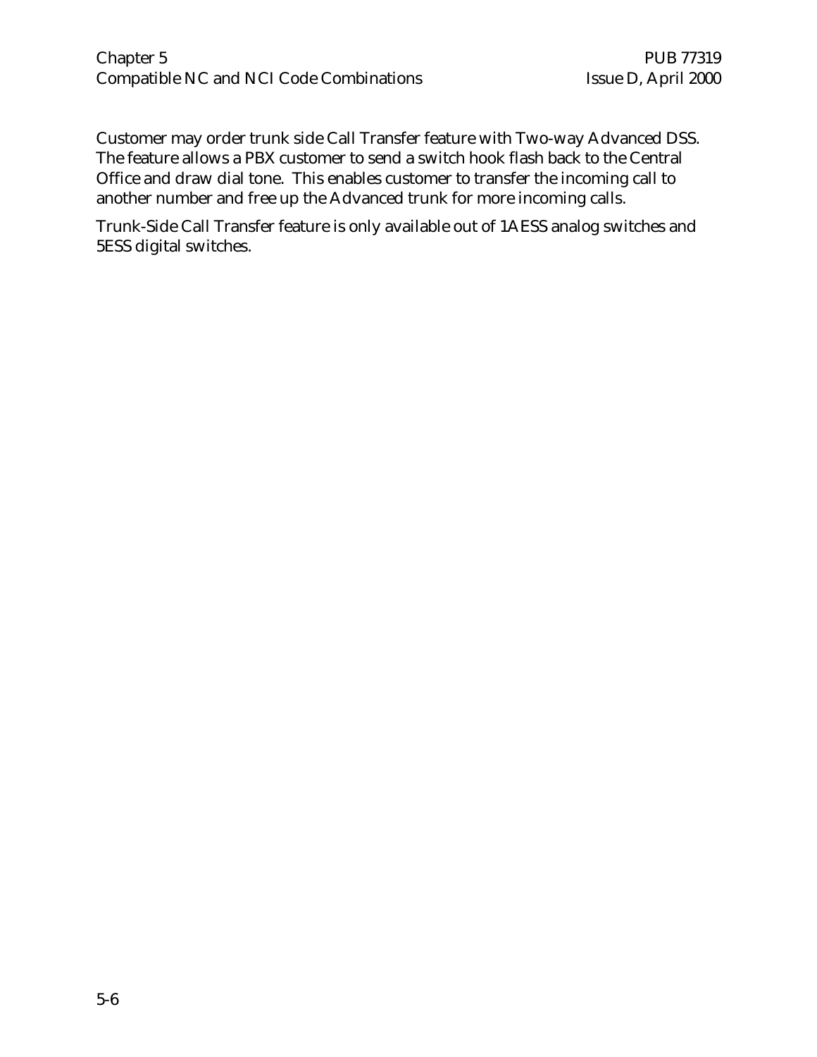Customer may order trunk side Call Transfer feature with Two-way Advanced DSS. The feature allows a PBX customer to send a switch hook flash back to the Central Office and draw dial tone. This enables customer to transfer the incoming call to another number and free up the Advanced trunk for more incoming calls.

Trunk-Side Call Transfer feature is only available out of 1AESS analog switches and 5ESS digital switches.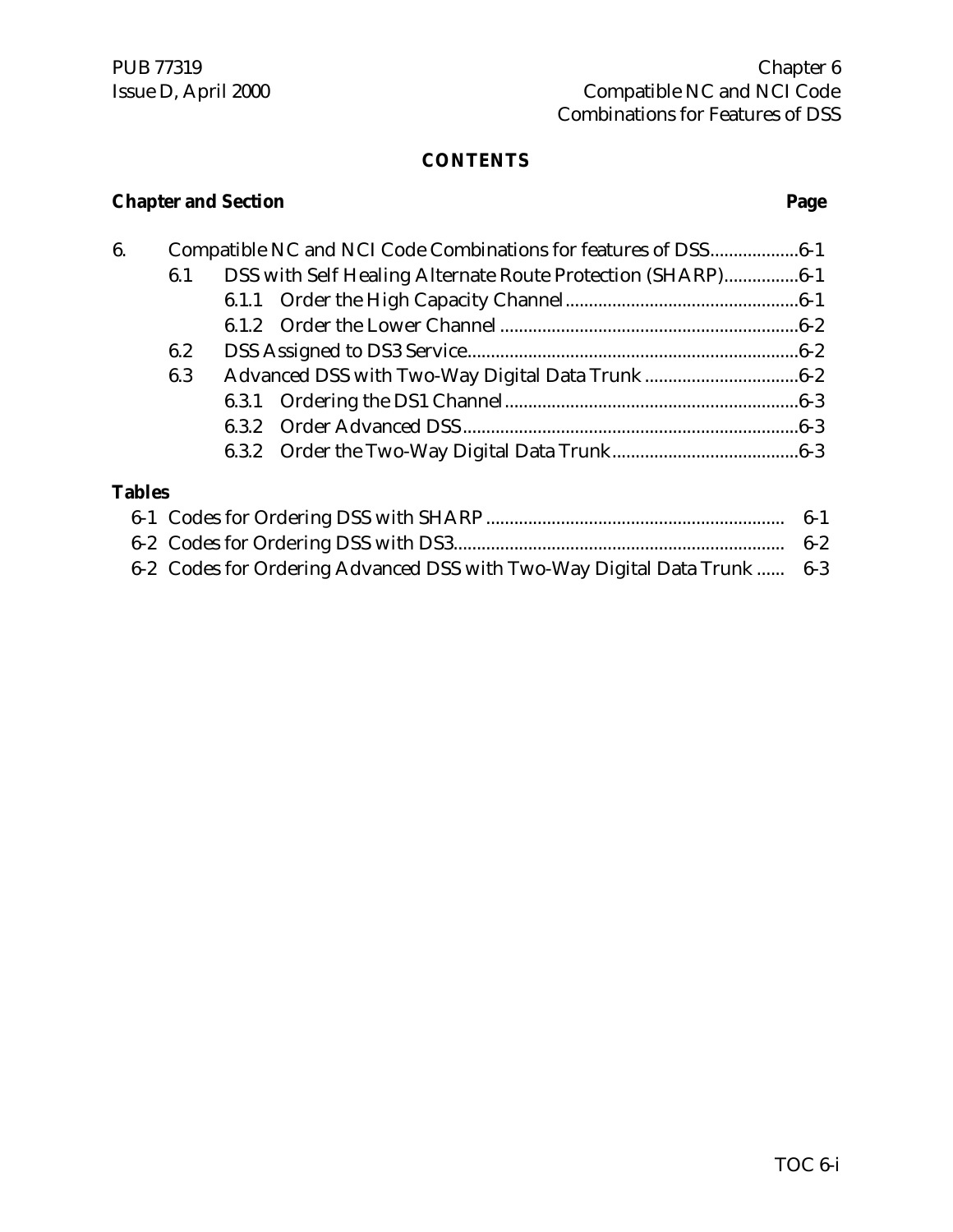## CONTENTS

**Chapter and Section** **Page**

6. Compatible NC and NCI Code Combinations for features of DSS..................6-1
   - 6.1 DSS with Self Healing Alternate Route Protection (SHARP)................6-1
     - 6.1.1 Order the High Capacity Channel.................................................6-1
     - 6.1.2 Order the Lower Channel ...............................................................6-2
   - 6.2 DSS Assigned to DS3 Service......................................................................6-2
   - 6.3 Advanced DSS with Two-Way Digital Data Trunk ................................6-2
     - 6.3.1 Ordering the DS1 Channel..............................................................6-3
     - 6.3.2 Order Advanced DSS.......................................................................6-3
     - 6.3.2 Order the Two-Way Digital Data Trunk........................................6-3

**Tables**

- 6-1 Codes for Ordering DSS with SHARP .............................................................. 6-1
- 6-2 Codes for Ordering DSS with DS3..................................................................... 6-2
- 6-2 Codes for Ordering Advanced DSS with Two-Way Digital Data Trunk ...... 6-3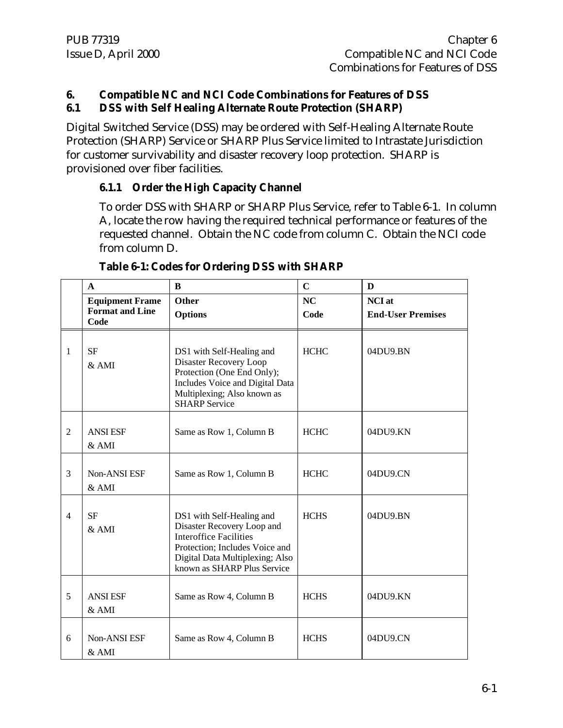## 6. Compatible NC and NCI Code Combinations for Features of DSS

### 6.1 DSS with Self Healing Alternate Route Protection (SHARP)

Digital Switched Service (DSS) may be ordered with Self-Healing Alternate Route Protection (SHARP) Service or SHARP Plus Service limited to Intrastate Jurisdiction for customer survivability and disaster recovery loop protection. SHARP is provisioned over fiber facilities.

#### 6.1.1 Order the High Capacity Channel

To order DSS with SHARP or SHARP Plus Service, refer to Table 6-1. In column A, locate the row having the required technical performance or features of the requested channel. Obtain the NC code from column C. Obtain the NCI code from column D.

**Table 6-1: Codes for Ordering DSS with SHARP**

| | A | B | C | D |
|---|---|---|---|---|
| | **Equipment Frame Format and Line Code** | **Other Options** | **NC Code** | **NCI at End-User Premises** |
| 1 | SF & AMI | DS1 with Self-Healing and Disaster Recovery Loop Protection (One End Only); Includes Voice and Digital Data Multiplexing; Also known as SHARP Service | HCHC | 04DU9.BN |
| 2 | ANSI ESF & AMI | Same as Row 1, Column B | HCHC | 04DU9.KN |
| 3 | Non-ANSI ESF & AMI | Same as Row 1, Column B | HCHC | 04DU9.CN |
| 4 | SF & AMI | DS1 with Self-Healing and Disaster Recovery Loop and Interoffice Facilities Protection; Includes Voice and Digital Data Multiplexing; Also known as SHARP Plus Service | HCHS | 04DU9.BN |
| 5 | ANSI ESF & AMI | Same as Row 4, Column B | HCHS | 04DU9.KN |
| 6 | Non-ANSI ESF & AMI | Same as Row 4, Column B | HCHS | 04DU9.CN |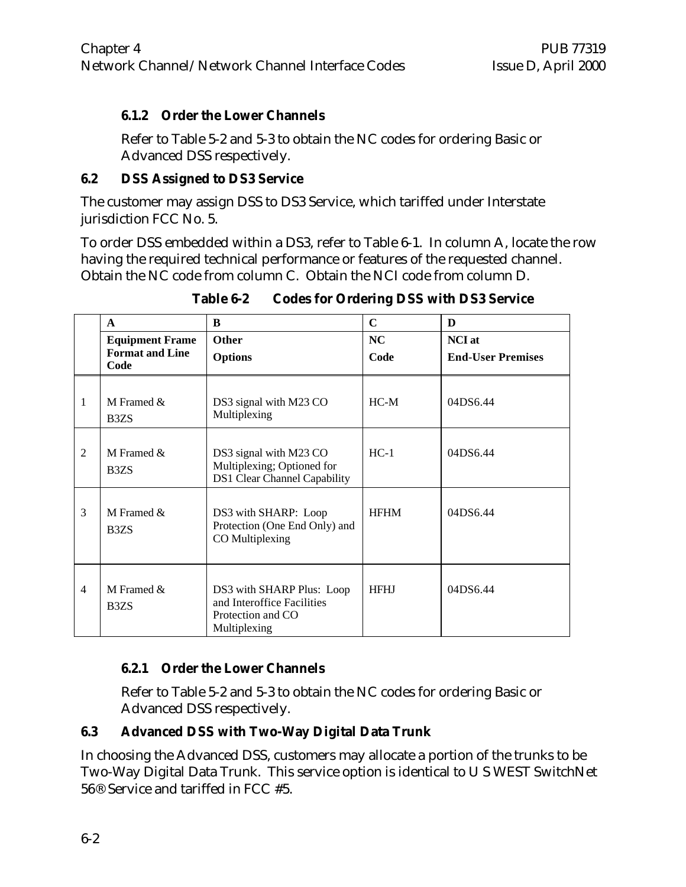#### 6.1.2 Order the Lower Channels

Refer to Table 5-2 and 5-3 to obtain the NC codes for ordering Basic or Advanced DSS respectively.

### 6.2 DSS Assigned to DS3 Service

The customer may assign DSS to DS3 Service, which tariffed under Interstate jurisdiction FCC No. 5.

To order DSS embedded within a DS3, refer to Table 6-1. In column A, locate the row having the required technical performance or features of the requested channel. Obtain the NC code from column C. Obtain the NCI code from column D.

**Table 6-2 Codes for Ordering DSS with DS3 Service**

| | A | B | C | D |
|---|---|---|---|---|
| | **Equipment Frame Format and Line Code** | **Other Options** | **NC Code** | **NCI at End-User Premises** |
| 1 | M Framed & B3ZS | DS3 signal with M23 CO Multiplexing | HC-M | 04DS6.44 |
| 2 | M Framed & B3ZS | DS3 signal with M23 CO Multiplexing; Optioned for DS1 Clear Channel Capability | HC-1 | 04DS6.44 |
| 3 | M Framed & B3ZS | DS3 with SHARP: Loop Protection (One End Only) and CO Multiplexing | HFHM | 04DS6.44 |
| 4 | M Framed & B3ZS | DS3 with SHARP Plus: Loop and Interoffice Facilities Protection and CO Multiplexing | HFHJ | 04DS6.44 |

#### 6.2.1 Order the Lower Channels

Refer to Table 5-2 and 5-3 to obtain the NC codes for ordering Basic or Advanced DSS respectively.

### 6.3 Advanced DSS with Two-Way Digital Data Trunk

In choosing the Advanced DSS, customers may allocate a portion of the trunks to be Two-Way Digital Data Trunk. This service option is identical to U S WEST SwitchNet 56® Service and tariffed in FCC #5.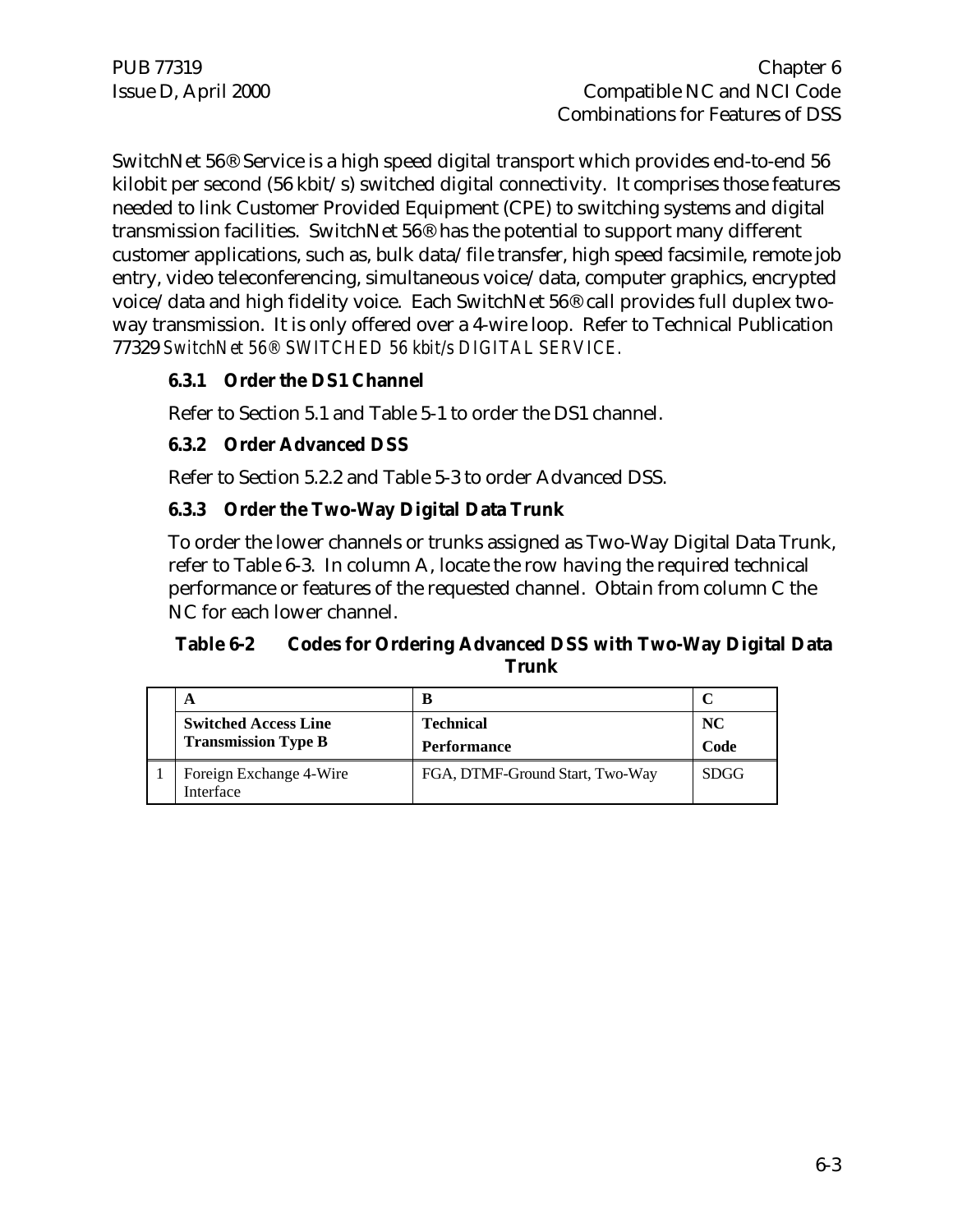SwitchNet 56® Service is a high speed digital transport which provides end-to-end 56 kilobit per second (56 kbit/s) switched digital connectivity. It comprises those features needed to link Customer Provided Equipment (CPE) to switching systems and digital transmission facilities. SwitchNet 56® has the potential to support many different customer applications, such as, bulk data/file transfer, high speed facsimile, remote job entry, video teleconferencing, simultaneous voice/data, computer graphics, encrypted voice/data and high fidelity voice. Each SwitchNet 56® call provides full duplex two-way transmission. It is only offered over a 4-wire loop. Refer to Technical Publication 77329 *SwitchNet 56® SWITCHED 56 kbit/s DIGITAL SERVICE.*

### 6.3.1 Order the DS1 Channel

Refer to Section 5.1 and Table 5-1 to order the DS1 channel.

### 6.3.2 Order Advanced DSS

Refer to Section 5.2.2 and Table 5-3 to order Advanced DSS.

### 6.3.3 Order the Two-Way Digital Data Trunk

To order the lower channels or trunks assigned as Two-Way Digital Data Trunk, refer to Table 6-3. In column A, locate the row having the required technical performance or features of the requested channel. Obtain from column C the NC for each lower channel.

**Table 6-2 Codes for Ordering Advanced DSS with Two-Way Digital Data Trunk**

| | A | B | C |
|---|---|---|---|
| | **Switched Access Line Transmission Type B** | **Technical Performance** | **NC Code** |
| 1 | Foreign Exchange 4-Wire Interface | FGA, DTMF-Ground Start, Two-Way | SDGG |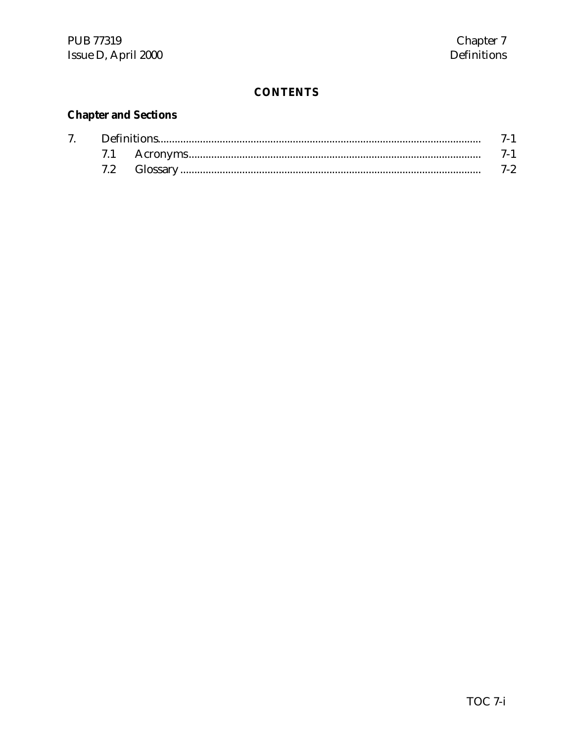## CONTENTS

**Chapter and Sections**

| | | | |
|---|---|---|---|
| 7. | Definitions | | 7-1 |
| | 7.1 | Acronyms | 7-1 |
| | 7.2 | Glossary | 7-2 |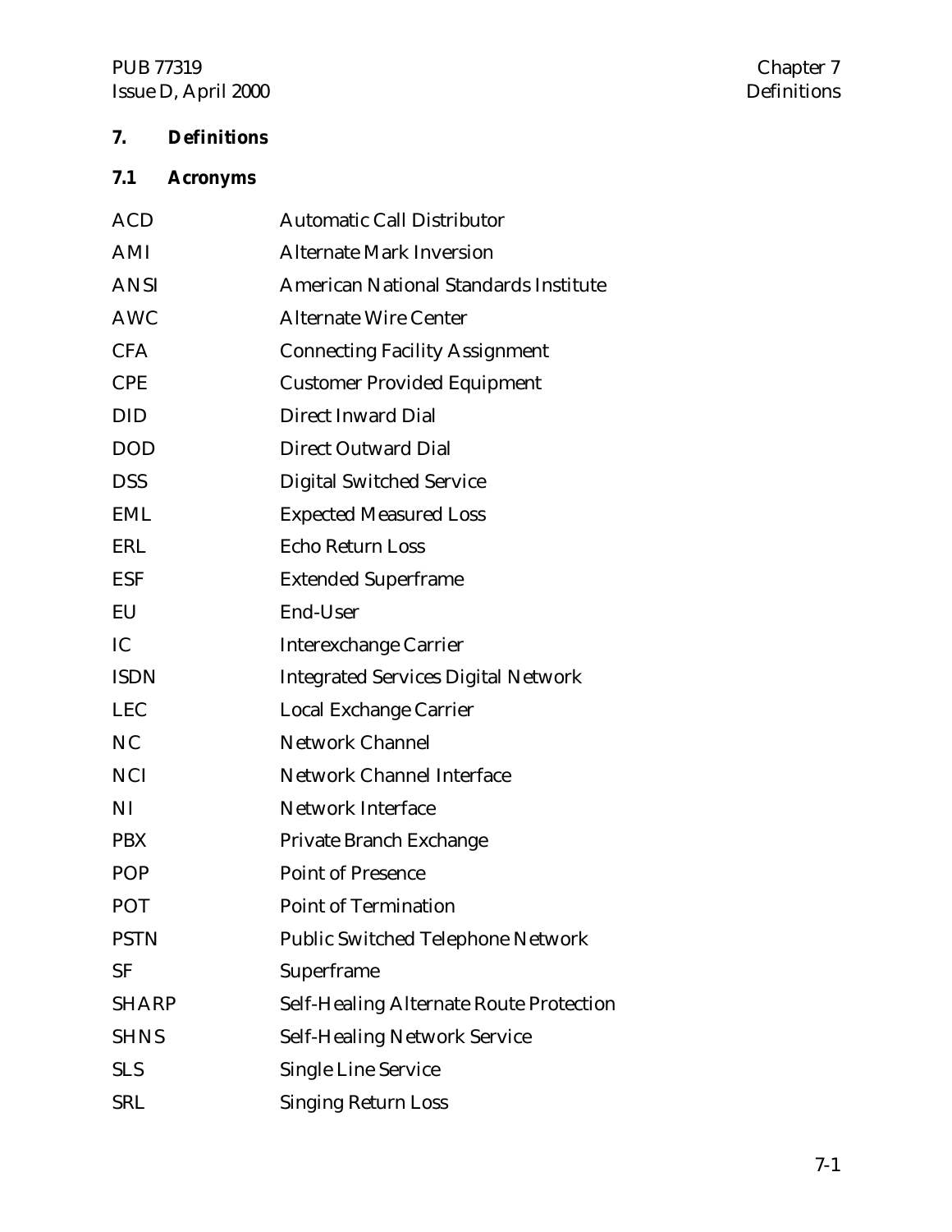## 7. Definitions

### 7.1 Acronyms

| | |
|---|---|
| ACD | Automatic Call Distributor |
| AMI | Alternate Mark Inversion |
| ANSI | American National Standards Institute |
| AWC | Alternate Wire Center |
| CFA | Connecting Facility Assignment |
| CPE | Customer Provided Equipment |
| DID | Direct Inward Dial |
| DOD | Direct Outward Dial |
| DSS | Digital Switched Service |
| EML | Expected Measured Loss |
| ERL | Echo Return Loss |
| ESF | Extended Superframe |
| EU | End-User |
| IC | Interexchange Carrier |
| ISDN | Integrated Services Digital Network |
| LEC | Local Exchange Carrier |
| NC | Network Channel |
| NCI | Network Channel Interface |
| NI | Network Interface |
| PBX | Private Branch Exchange |
| POP | Point of Presence |
| POT | Point of Termination |
| PSTN | Public Switched Telephone Network |
| SF | Superframe |
| SHARP | Self-Healing Alternate Route Protection |
| SHNS | Self-Healing Network Service |
| SLS | Single Line Service |
| SRL | Singing Return Loss |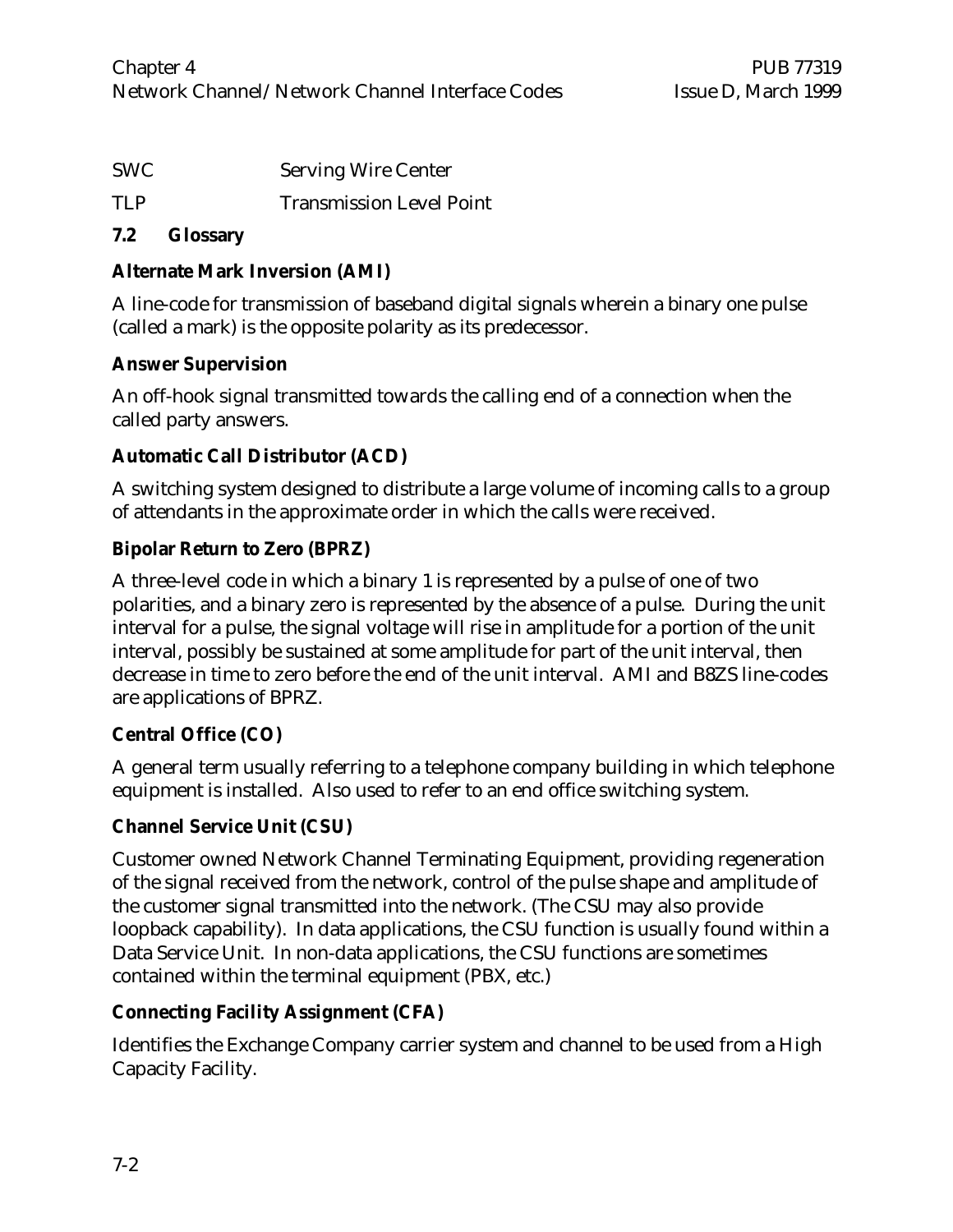| | |
|---|---|
| SWC | Serving Wire Center |
| TLP | Transmission Level Point |

### 7.2 Glossary

**Alternate Mark Inversion (AMI)**

A line-code for transmission of baseband digital signals wherein a binary one pulse (called a mark) is the opposite polarity as its predecessor.

**Answer Supervision**

An off-hook signal transmitted towards the calling end of a connection when the called party answers.

**Automatic Call Distributor (ACD)**

A switching system designed to distribute a large volume of incoming calls to a group of attendants in the approximate order in which the calls were received.

**Bipolar Return to Zero (BPRZ)**

A three-level code in which a binary 1 is represented by a pulse of one of two polarities, and a binary zero is represented by the absence of a pulse. During the unit interval for a pulse, the signal voltage will rise in amplitude for a portion of the unit interval, possibly be sustained at some amplitude for part of the unit interval, then decrease in time to zero before the end of the unit interval. AMI and B8ZS line-codes are applications of BPRZ.

**Central Office (CO)**

A general term usually referring to a telephone company building in which telephone equipment is installed. Also used to refer to an end office switching system.

**Channel Service Unit (CSU)**

Customer owned Network Channel Terminating Equipment, providing regeneration of the signal received from the network, control of the pulse shape and amplitude of the customer signal transmitted into the network. (The CSU may also provide loopback capability). In data applications, the CSU function is usually found within a Data Service Unit. In non-data applications, the CSU functions are sometimes contained within the terminal equipment (PBX, etc.)

**Connecting Facility Assignment (CFA)**

Identifies the Exchange Company carrier system and channel to be used from a High Capacity Facility.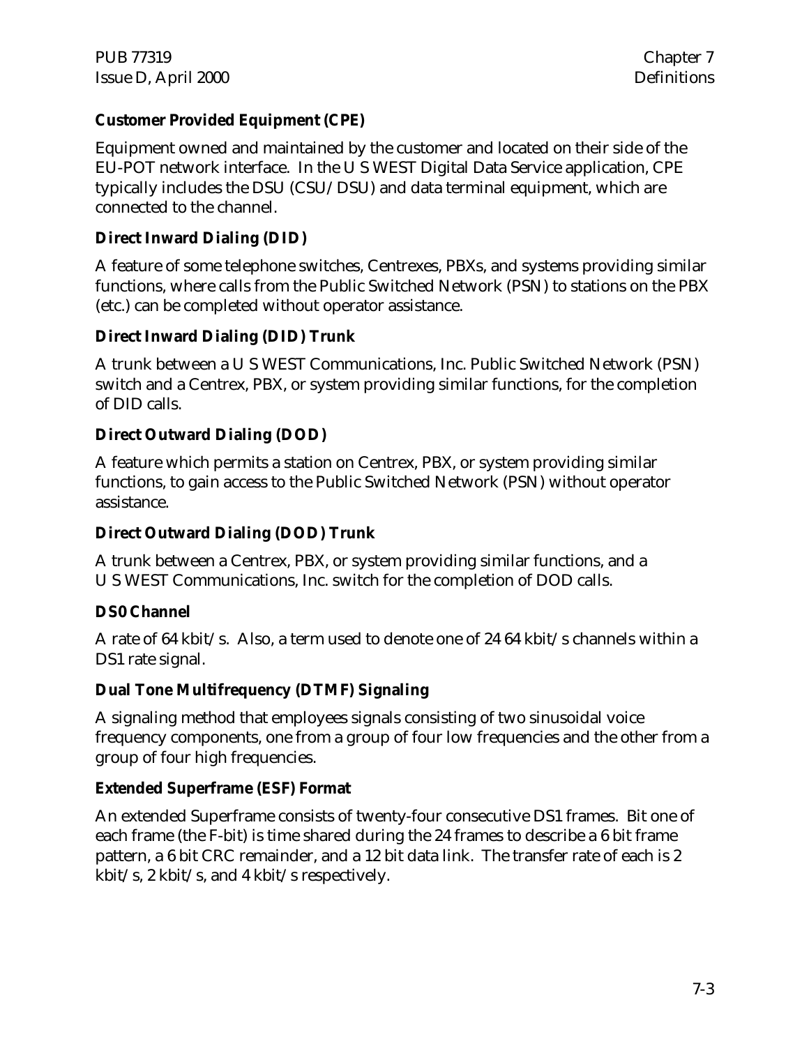**Customer Provided Equipment (CPE)**

Equipment owned and maintained by the customer and located on their side of the EU-POT network interface. In the U S WEST Digital Data Service application, CPE typically includes the DSU (CSU/DSU) and data terminal equipment, which are connected to the channel.

**Direct Inward Dialing (DID)**

A feature of some telephone switches, Centrexes, PBXs, and systems providing similar functions, where calls from the Public Switched Network (PSN) to stations on the PBX (etc.) can be completed without operator assistance.

**Direct Inward Dialing (DID) Trunk**

A trunk between a U S WEST Communications, Inc. Public Switched Network (PSN) switch and a Centrex, PBX, or system providing similar functions, for the completion of DID calls.

**Direct Outward Dialing (DOD)**

A feature which permits a station on Centrex, PBX, or system providing similar functions, to gain access to the Public Switched Network (PSN) without operator assistance.

**Direct Outward Dialing (DOD) Trunk**

A trunk between a Centrex, PBX, or system providing similar functions, and a U S WEST Communications, Inc. switch for the completion of DOD calls.

**DS0 Channel**

A rate of 64 kbit/s. Also, a term used to denote one of 24 64 kbit/s channels within a DS1 rate signal.

**Dual Tone Multifrequency (DTMF) Signaling**

A signaling method that employees signals consisting of two sinusoidal voice frequency components, one from a group of four low frequencies and the other from a group of four high frequencies.

**Extended Superframe (ESF) Format**

An extended Superframe consists of twenty-four consecutive DS1 frames. Bit one of each frame (the F-bit) is time shared during the 24 frames to describe a 6 bit frame pattern, a 6 bit CRC remainder, and a 12 bit data link. The transfer rate of each is 2 kbit/s, 2 kbit/s, and 4 kbit/s respectively.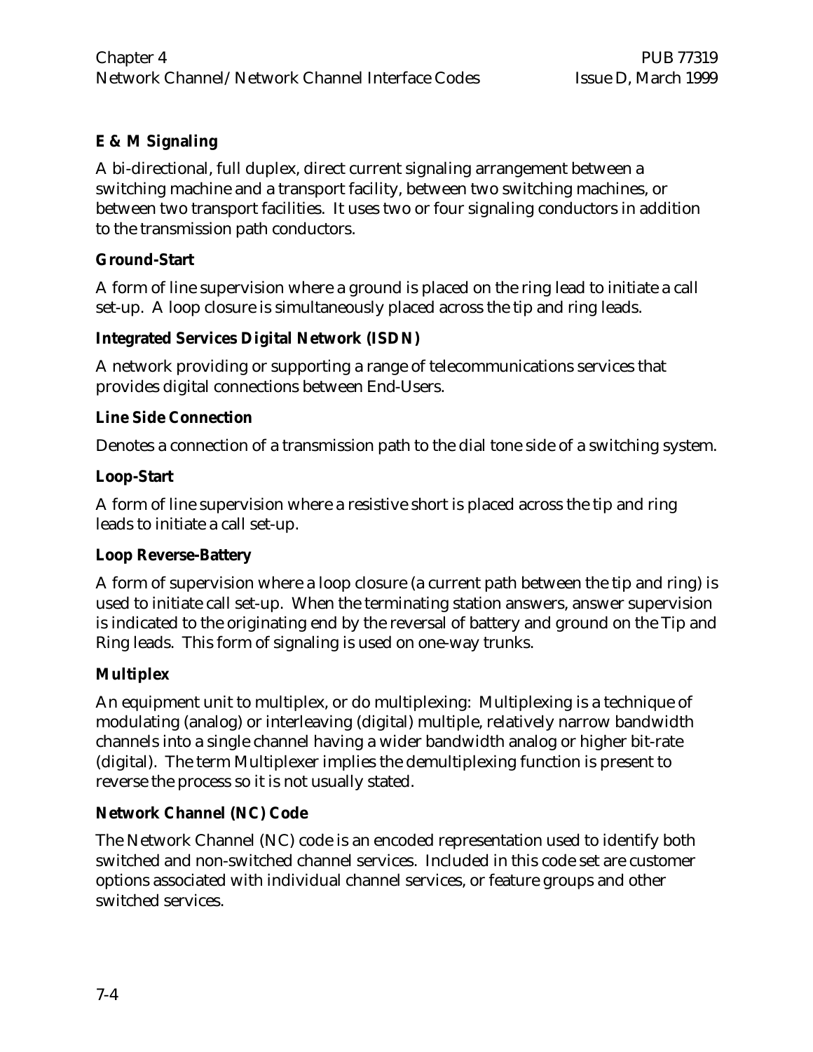**E & M Signaling**

A bi-directional, full duplex, direct current signaling arrangement between a switching machine and a transport facility, between two switching machines, or between two transport facilities. It uses two or four signaling conductors in addition to the transmission path conductors.

**Ground-Start**

A form of line supervision where a ground is placed on the ring lead to initiate a call set-up. A loop closure is simultaneously placed across the tip and ring leads.

**Integrated Services Digital Network (ISDN)**

A network providing or supporting a range of telecommunications services that provides digital connections between End-Users.

**Line Side Connection**

Denotes a connection of a transmission path to the dial tone side of a switching system.

**Loop-Start**

A form of line supervision where a resistive short is placed across the tip and ring leads to initiate a call set-up.

**Loop Reverse-Battery**

A form of supervision where a loop closure (a current path between the tip and ring) is used to initiate call set-up. When the terminating station answers, answer supervision is indicated to the originating end by the reversal of battery and ground on the Tip and Ring leads. This form of signaling is used on one-way trunks.

**Multiplex**

An equipment unit to multiplex, or do multiplexing: Multiplexing is a technique of modulating (analog) or interleaving (digital) multiple, relatively narrow bandwidth channels into a single channel having a wider bandwidth analog or higher bit-rate (digital). The term Multiplexer implies the demultiplexing function is present to reverse the process so it is not usually stated.

**Network Channel (NC) Code**

The Network Channel (NC) code is an encoded representation used to identify both switched and non-switched channel services. Included in this code set are customer options associated with individual channel services, or feature groups and other switched services.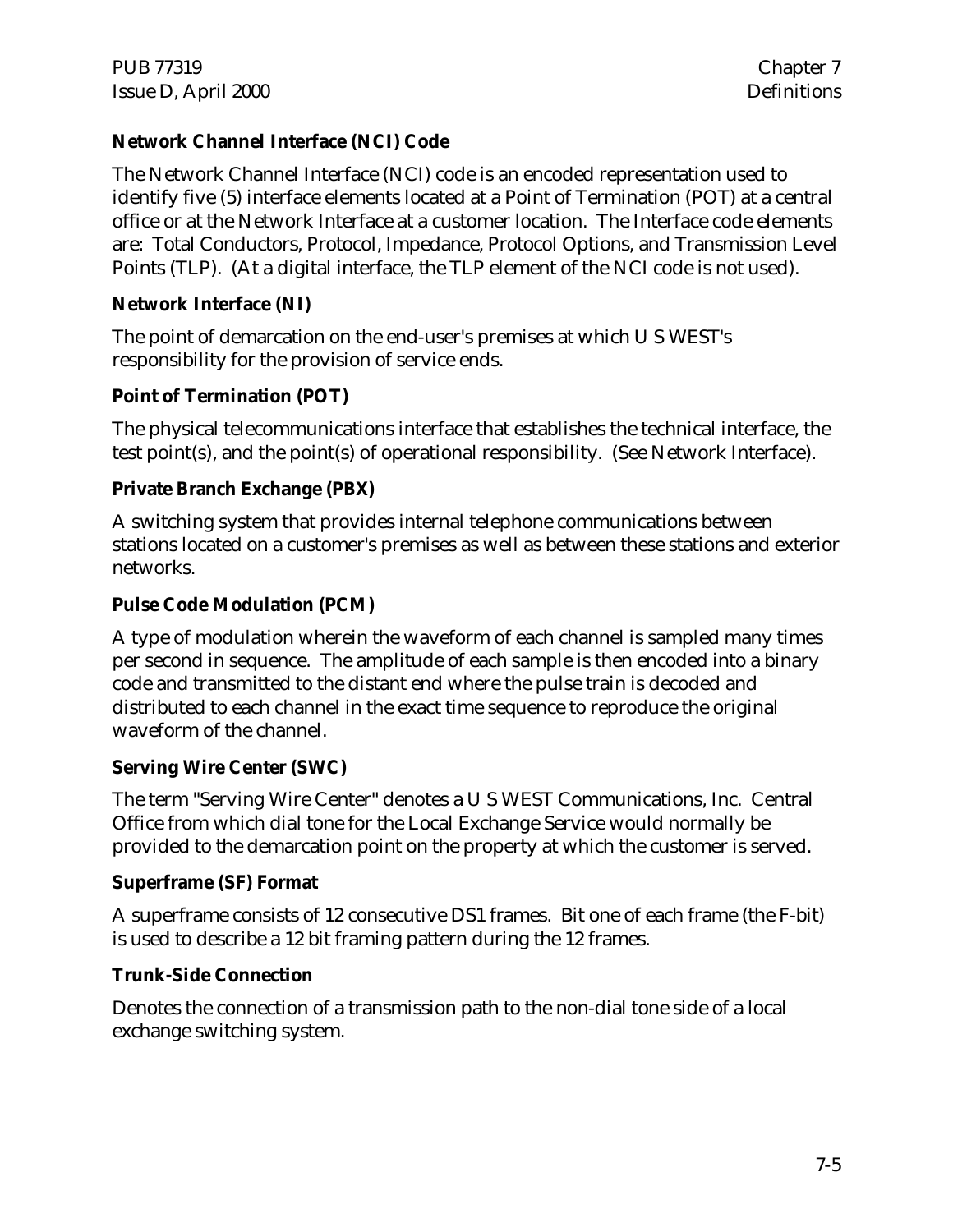**Network Channel Interface (NCI) Code**

The Network Channel Interface (NCI) code is an encoded representation used to identify five (5) interface elements located at a Point of Termination (POT) at a central office or at the Network Interface at a customer location. The Interface code elements are: Total Conductors, Protocol, Impedance, Protocol Options, and Transmission Level Points (TLP). (At a digital interface, the TLP element of the NCI code is not used).

**Network Interface (NI)**

The point of demarcation on the end-user's premises at which U S WEST's responsibility for the provision of service ends.

**Point of Termination (POT)**

The physical telecommunications interface that establishes the technical interface, the test point(s), and the point(s) of operational responsibility. (See Network Interface).

**Private Branch Exchange (PBX)**

A switching system that provides internal telephone communications between stations located on a customer's premises as well as between these stations and exterior networks.

**Pulse Code Modulation (PCM)**

A type of modulation wherein the waveform of each channel is sampled many times per second in sequence. The amplitude of each sample is then encoded into a binary code and transmitted to the distant end where the pulse train is decoded and distributed to each channel in the exact time sequence to reproduce the original waveform of the channel.

**Serving Wire Center (SWC)**

The term "Serving Wire Center" denotes a U S WEST Communications, Inc. Central Office from which dial tone for the Local Exchange Service would normally be provided to the demarcation point on the property at which the customer is served.

**Superframe (SF) Format**

A superframe consists of 12 consecutive DS1 frames. Bit one of each frame (the F-bit) is used to describe a 12 bit framing pattern during the 12 frames.

**Trunk-Side Connection**

Denotes the connection of a transmission path to the non-dial tone side of a local exchange switching system.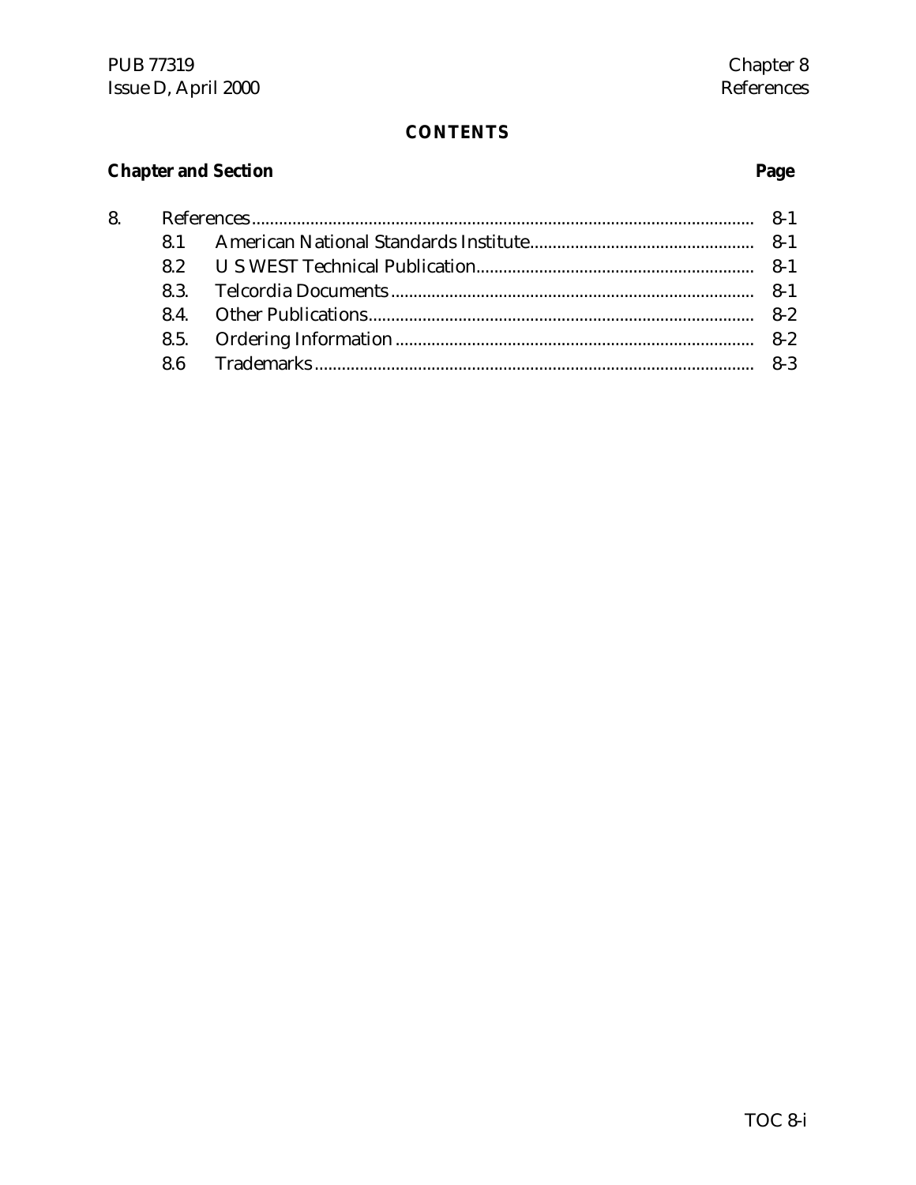# CONTENTS

| Chapter and Section | | Page |
| --- | --- | --- |
| 8. | References | 8-1 |
| 8.1 | American National Standards Institute | 8-1 |
| 8.2 | U S WEST Technical Publication | 8-1 |
| 8.3. | Telcordia Documents | 8-1 |
| 8.4. | Other Publications | 8-2 |
| 8.5. | Ordering Information | 8-2 |
| 8.6 | Trademarks | 8-3 |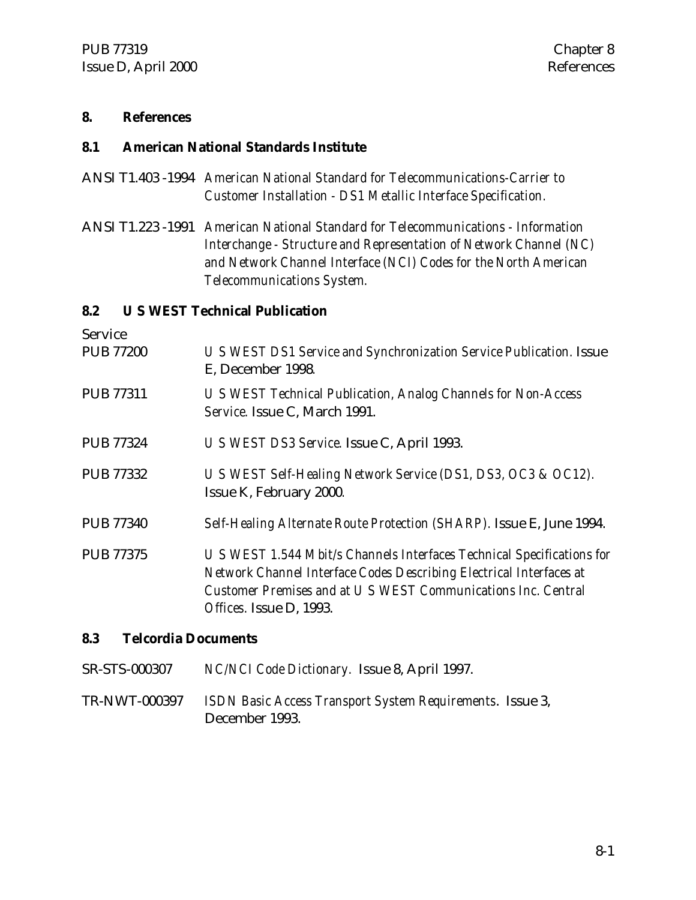# 8. References

## 8.1 American National Standards Institute

ANSI T1.403 -1994 *American National Standard for Telecommunications-Carrier to Customer Installation - DS1 Metallic Interface Specification.*

ANSI T1.223 -1991 *American National Standard for Telecommunications - Information Interchange - Structure and Representation of Network Channel (NC) and Network Channel Interface (NCI) Codes for the North American Telecommunications System.*

## 8.2 U S WEST Technical Publication

Service

PUB 77200 *U S WEST DS1 Service and Synchronization Service Publication.* Issue E, December 1998.

PUB 77311 *U S WEST Technical Publication, Analog Channels for Non-Access Service.* Issue C, March 1991.

PUB 77324 *U S WEST DS3 Service.* Issue C, April 1993.

PUB 77332 *U S WEST Self-Healing Network Service (DS1, DS3, OC3 & OC12).* Issue K, February 2000.

PUB 77340 *Self-Healing Alternate Route Protection (SHARP).* Issue E, June 1994.

PUB 77375 *U S WEST 1.544 Mbit/s Channels Interfaces Technical Specifications for Network Channel Interface Codes Describing Electrical Interfaces at Customer Premises and at U S WEST Communications Inc. Central Offices.* Issue D, 1993.

## 8.3 Telcordia Documents

SR-STS-000307 *NC/NCI Code Dictionary.* Issue 8, April 1997.

TR-NWT-000397 *ISDN Basic Access Transport System Requirements.* Issue 3, December 1993.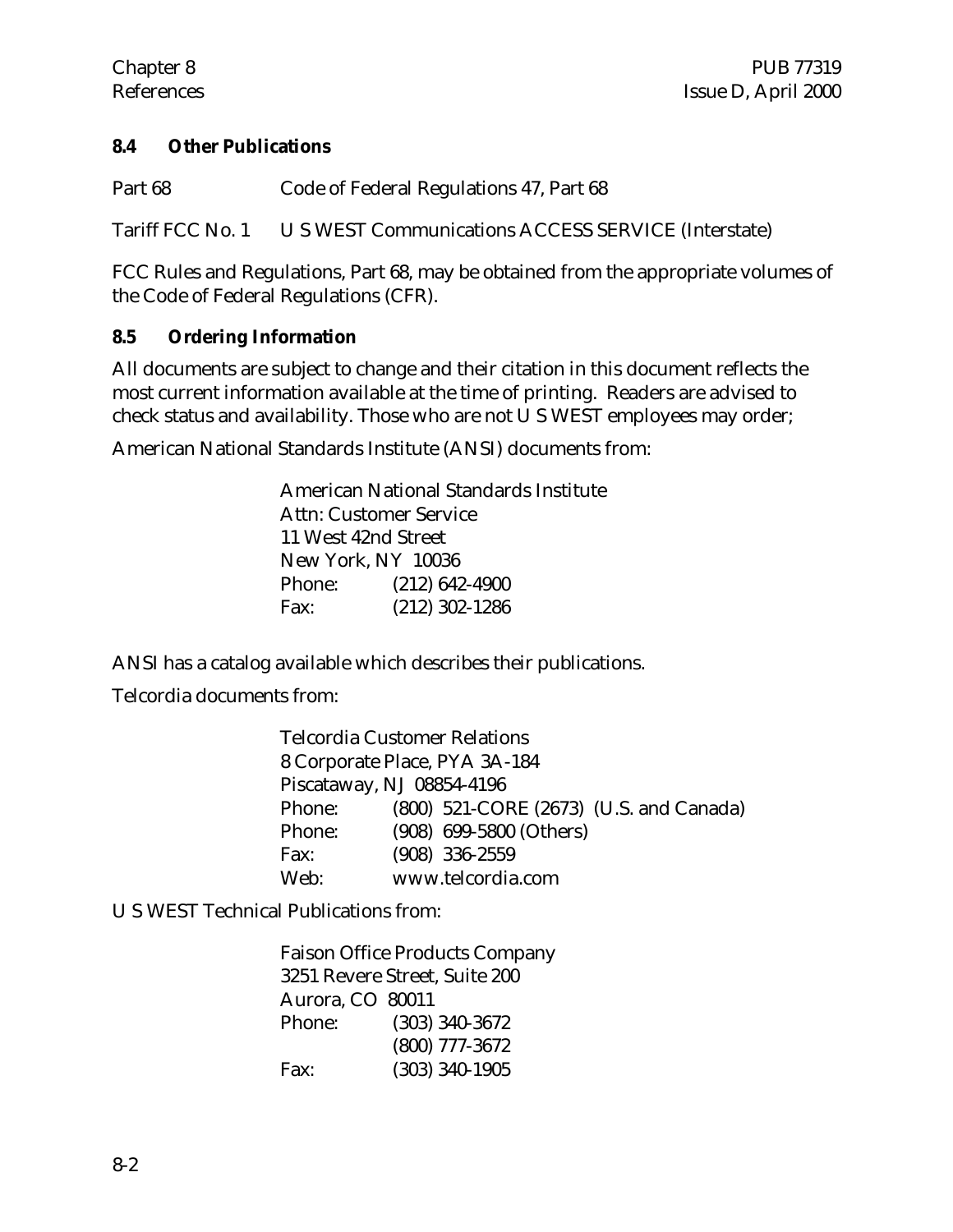## 8.4 Other Publications

| | |
|---|---|
| Part 68 | Code of Federal Regulations 47, Part 68 |
| Tariff FCC No. 1 | U S WEST Communications ACCESS SERVICE (Interstate) |

FCC Rules and Regulations, Part 68, may be obtained from the appropriate volumes of the Code of Federal Regulations (CFR).

## 8.5 Ordering Information

All documents are subject to change and their citation in this document reflects the most current information available at the time of printing. Readers are advised to check status and availability. Those who are not U S WEST employees may order;

American National Standards Institute (ANSI) documents from:

> American National Standards Institute
> Attn: Customer Service
> 11 West 42nd Street
> New York, NY 10036
> Phone: (212) 642-4900
> Fax: (212) 302-1286

ANSI has a catalog available which describes their publications.

Telcordia documents from:

> Telcordia Customer Relations
> 8 Corporate Place, PYA 3A-184
> Piscataway, NJ 08854-4196
> Phone: (800) 521-CORE (2673) (U.S. and Canada)
> Phone: (908) 699-5800 (Others)
> Fax: (908) 336-2559
> Web: www.telcordia.com

U S WEST Technical Publications from:

> Faison Office Products Company
> 3251 Revere Street, Suite 200
> Aurora, CO 80011
> Phone: (303) 340-3672
> (800) 777-3672
> Fax: (303) 340-1905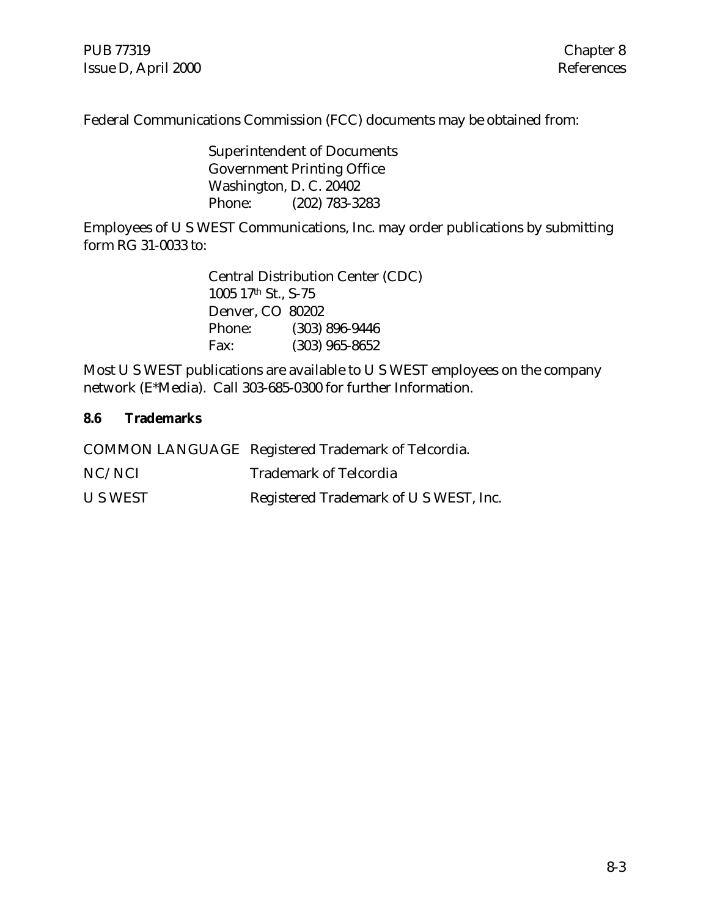Federal Communications Commission (FCC) documents may be obtained from:

Superintendent of Documents
Government Printing Office
Washington, D. C. 20402
Phone: (202) 783-3283

Employees of U S WEST Communications, Inc. may order publications by submitting form RG 31-0033 to:

Central Distribution Center (CDC)
1005 17th St., S-75
Denver, CO 80202
Phone: (303) 896-9446
Fax: (303) 965-8652

Most U S WEST publications are available to U S WEST employees on the company network (E*Media). Call 303-685-0300 for further Information.

### 8.6 Trademarks

| | |
|---|---|
| COMMON LANGUAGE | Registered Trademark of Telcordia. |
| NC/NCI | Trademark of Telcordia |
| U S WEST | Registered Trademark of U S WEST, Inc. |